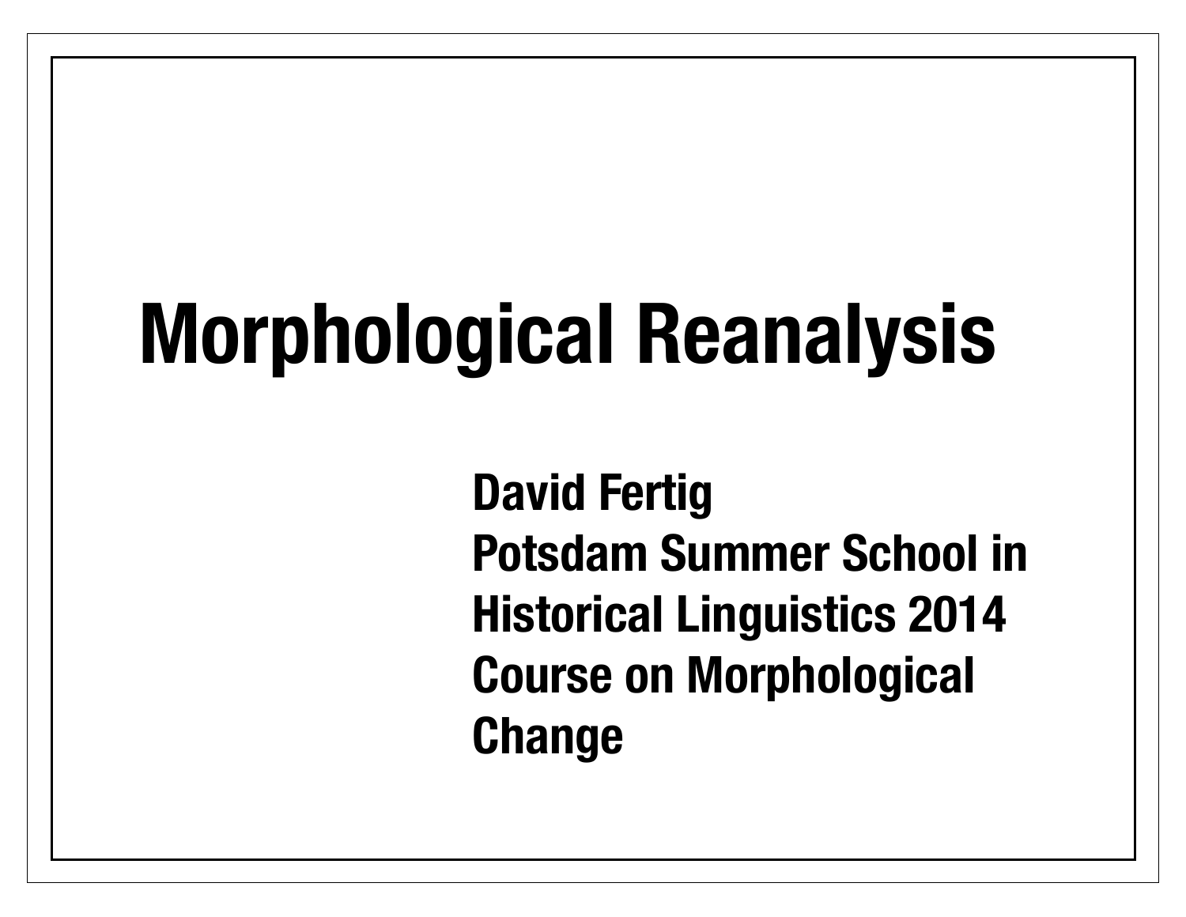# Morphological Reanalysis

**David Fertig**
**Potsdam Summer School in Historical Linguistics 2014**
**Course on Morphological Change**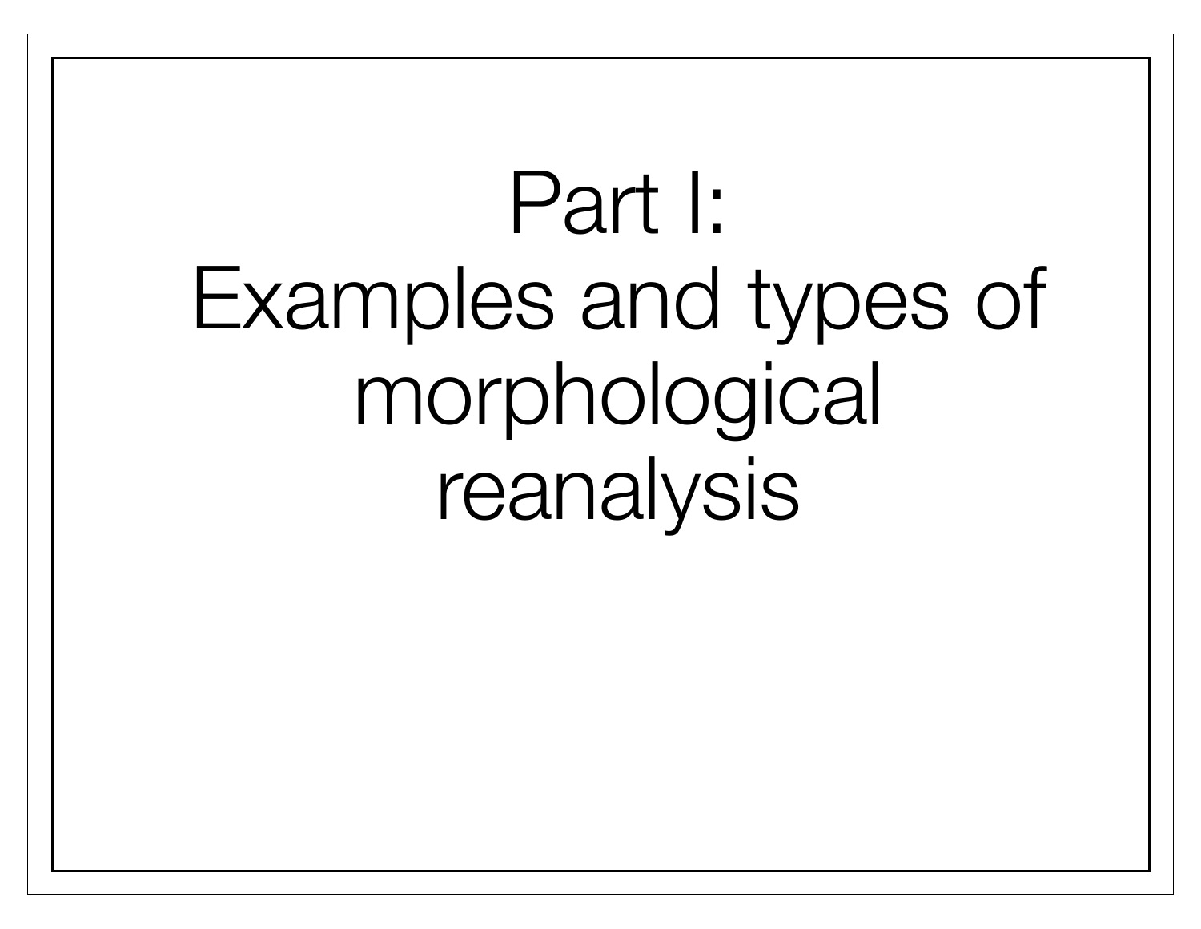# Part I: Examples and types of morphological reanalysis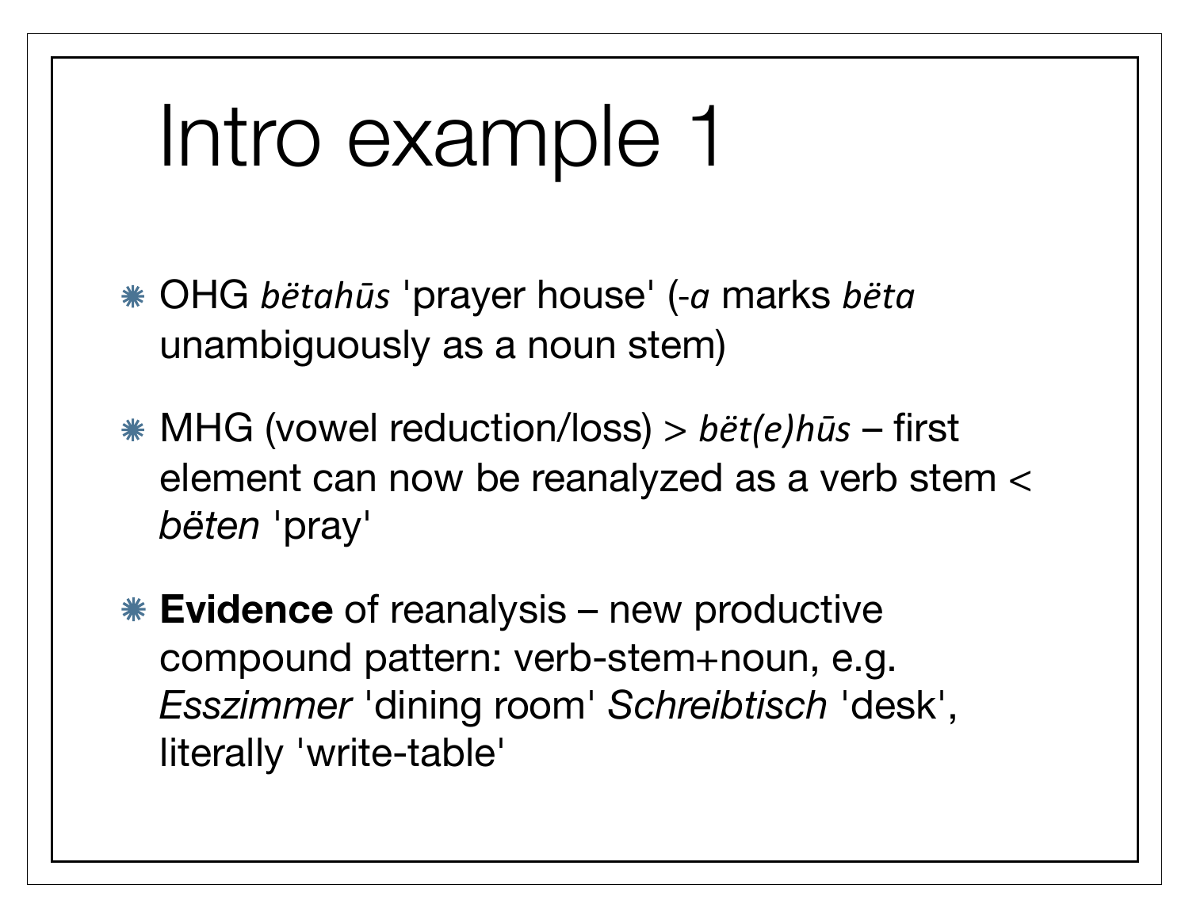# Intro example 1

- OHG *bëtahūs* 'prayer house' (-*a* marks *bëta* unambiguously as a noun stem)
- MHG (vowel reduction/loss) > *bët(e)hūs* – first element can now be reanalyzed as a verb stem < *bëten* 'pray'
- **Evidence** of reanalysis – new productive compound pattern: verb-stem+noun, e.g. *Esszimmer* 'dining room' *Schreibtisch* 'desk', literally 'write-table'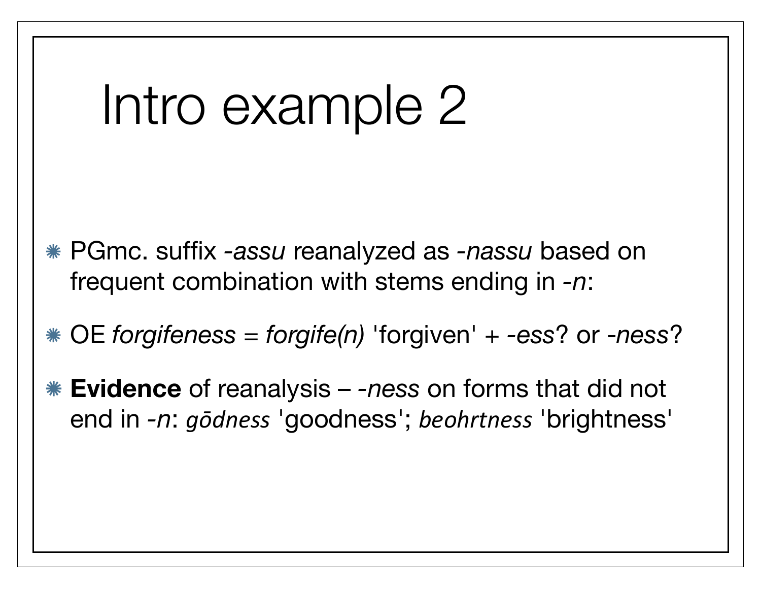# Intro example 2

- PGmc. suffix *-assu* reanalyzed as *-nassu* based on frequent combination with stems ending in *-n*:
- OE *forgifeness = forgife(n)* 'forgiven' + *-ess*? or *-ness*?
- **Evidence** of reanalysis – *-ness* on forms that did not end in *-n*: *gōdness* 'goodness'; *beohrtness* 'brightness'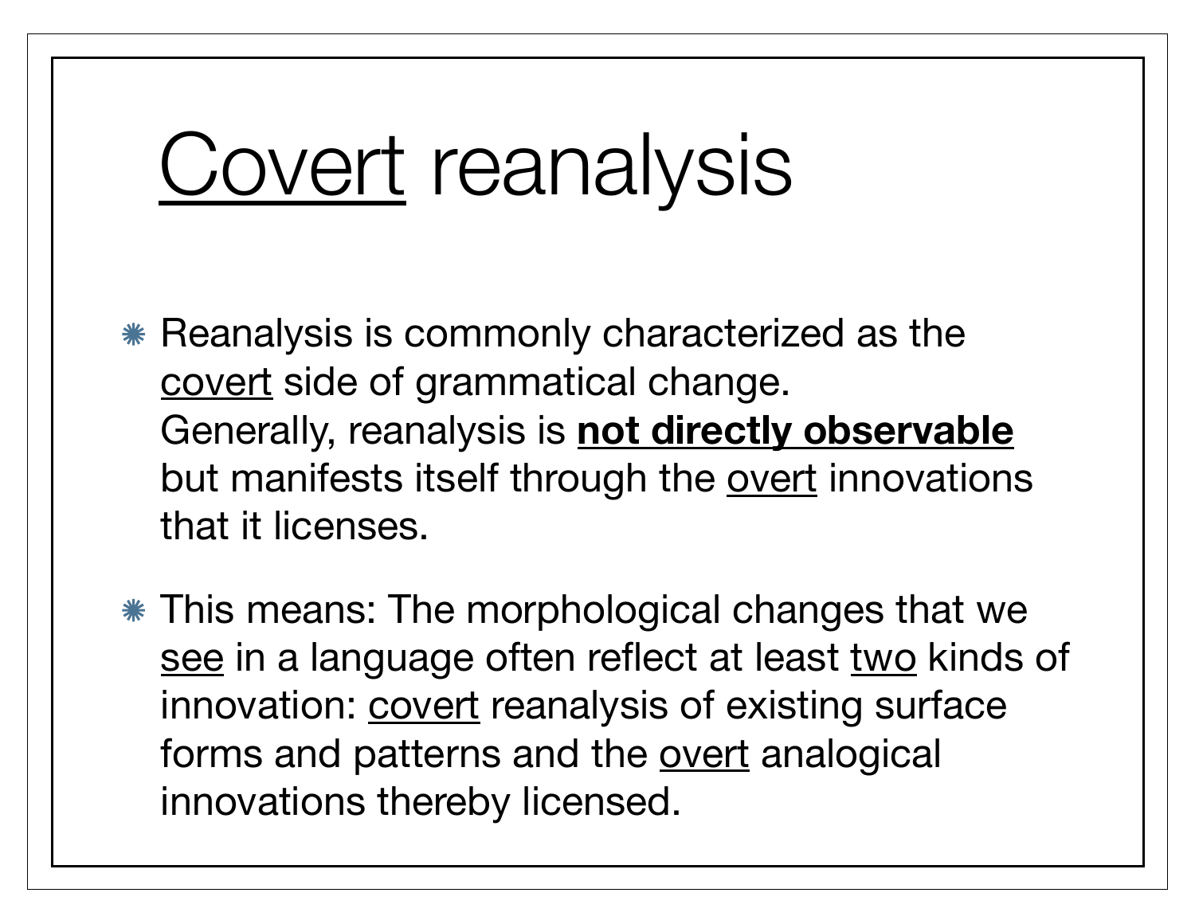# <u>Covert</u> reanalysis

- Reanalysis is commonly characterized as the <u>covert</u> side of grammatical change. Generally, reanalysis is **<u>not directly observable</u>** but manifests itself through the <u>overt</u> innovations that it licenses.

- This means: The morphological changes that we <u>see</u> in a language often reflect at least <u>two</u> kinds of innovation: <u>covert</u> reanalysis of existing surface forms and patterns and the <u>overt</u> analogical innovations thereby licensed.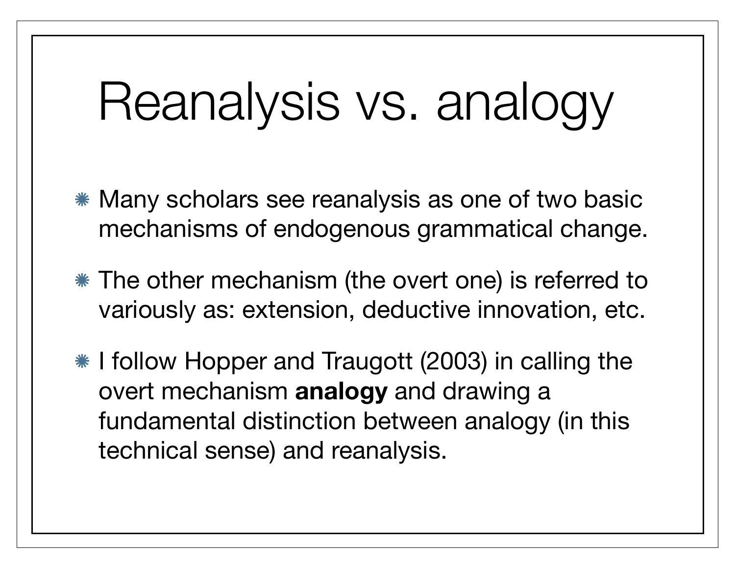# Reanalysis vs. analogy

- Many scholars see reanalysis as one of two basic mechanisms of endogenous grammatical change.
- The other mechanism (the overt one) is referred to variously as: extension, deductive innovation, etc.
- I follow Hopper and Traugott (2003) in calling the overt mechanism **analogy** and drawing a fundamental distinction between analogy (in this technical sense) and reanalysis.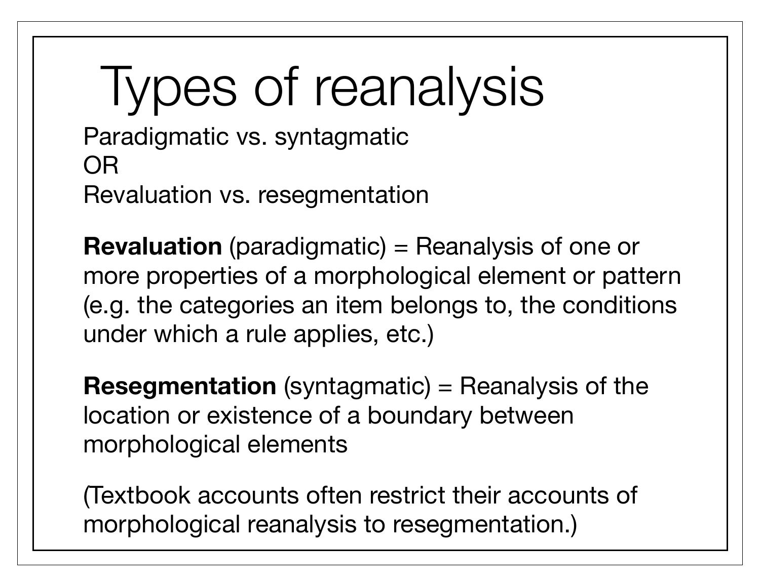# Types of reanalysis

Paradigmatic vs. syntagmatic
OR
Revaluation vs. resegmentation

**Revaluation** (paradigmatic) = Reanalysis of one or more properties of a morphological element or pattern (e.g. the categories an item belongs to, the conditions under which a rule applies, etc.)

**Resegmentation** (syntagmatic) = Reanalysis of the location or existence of a boundary between morphological elements

(Textbook accounts often restrict their accounts of morphological reanalysis to resegmentation.)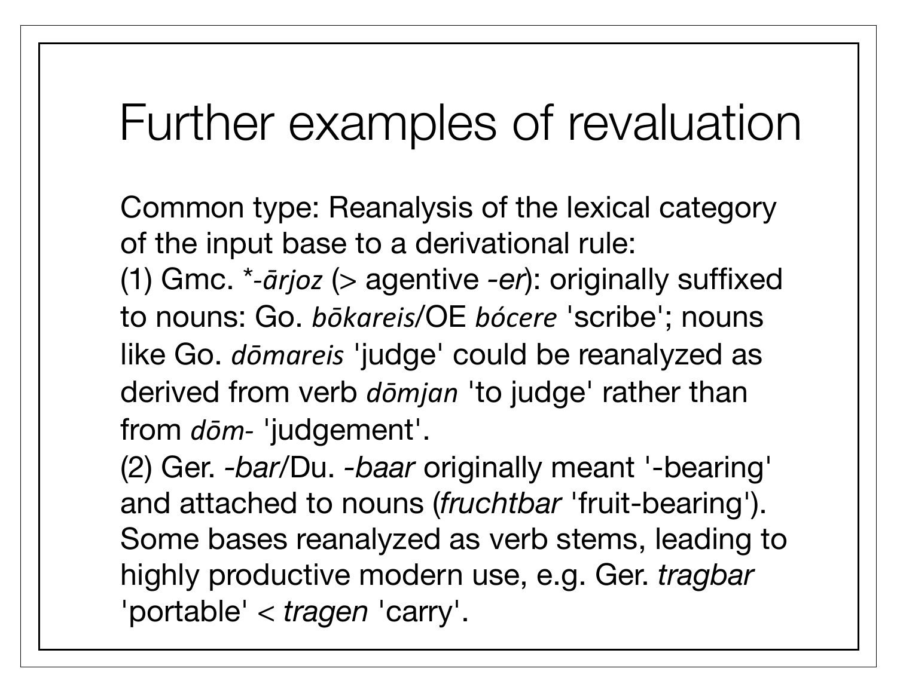# Further examples of revaluation

Common type: Reanalysis of the lexical category of the input base to a derivational rule:

(1) Gmc. **-ārjoz* (> agentive *-er*): originally suffixed to nouns: Go. *bōkareis*/OE *bócere* 'scribe'; nouns like Go. *dōmareis* 'judge' could be reanalyzed as derived from verb *dōmjan* 'to judge' rather than from *dōm-* 'judgement'.

(2) Ger. *-bar*/Du. *-baar* originally meant '-bearing' and attached to nouns (*fruchtbar* 'fruit-bearing'). Some bases reanalyzed as verb stems, leading to highly productive modern use, e.g. Ger. *tragbar* 'portable' < *tragen* 'carry'.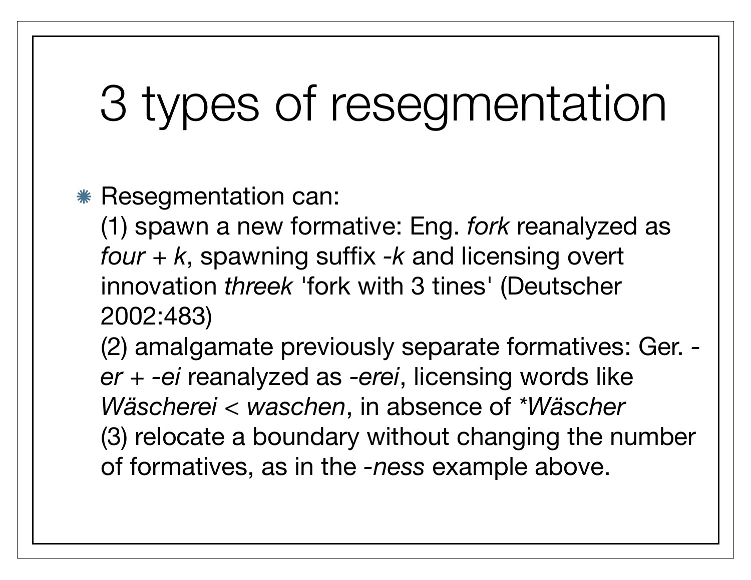# 3 types of resegmentation

- Resegmentation can:
  (1) spawn a new formative: Eng. *fork* reanalyzed as *four* + *k*, spawning suffix *-k* and licensing overt innovation *threek* 'fork with 3 tines' (Deutscher 2002:483)
  (2) amalgamate previously separate formatives: Ger. *-er* + *-ei* reanalyzed as *-erei*, licensing words like *Wäscherei* < *waschen*, in absence of **Wäscher*
  (3) relocate a boundary without changing the number of formatives, as in the *-ness* example above.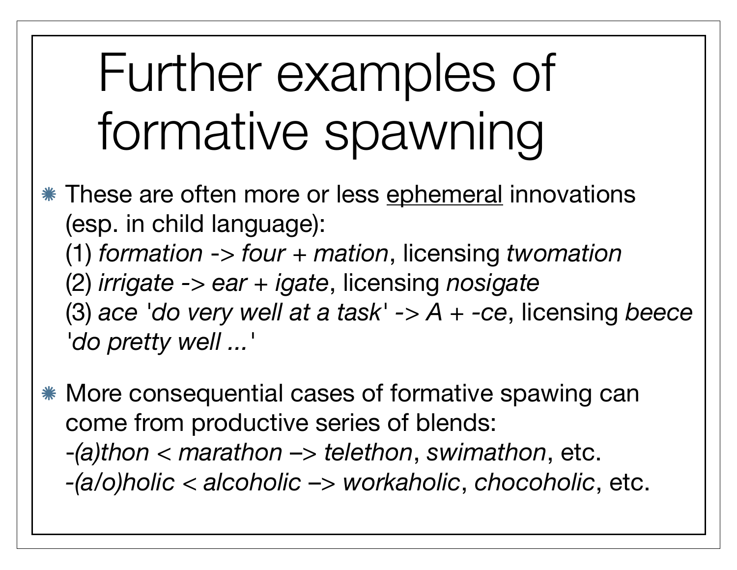# Further examples of formative spawning

- These are often more or less <u>ephemeral</u> innovations (esp. in child language):
  (1) *formation -> four + mation*, licensing *twomation*
  (2) *irrigate -> ear + igate*, licensing *nosigate*
  (3) *ace 'do very well at a task' -> A + -ce*, licensing *beece 'do pretty well ...'*

- More consequential cases of formative spawing can come from productive series of blends:
  *-(a)thon < marathon –> telethon*, *swimathon*, etc.
  *-(a/o)holic < alcoholic –> workaholic*, *chocoholic*, etc.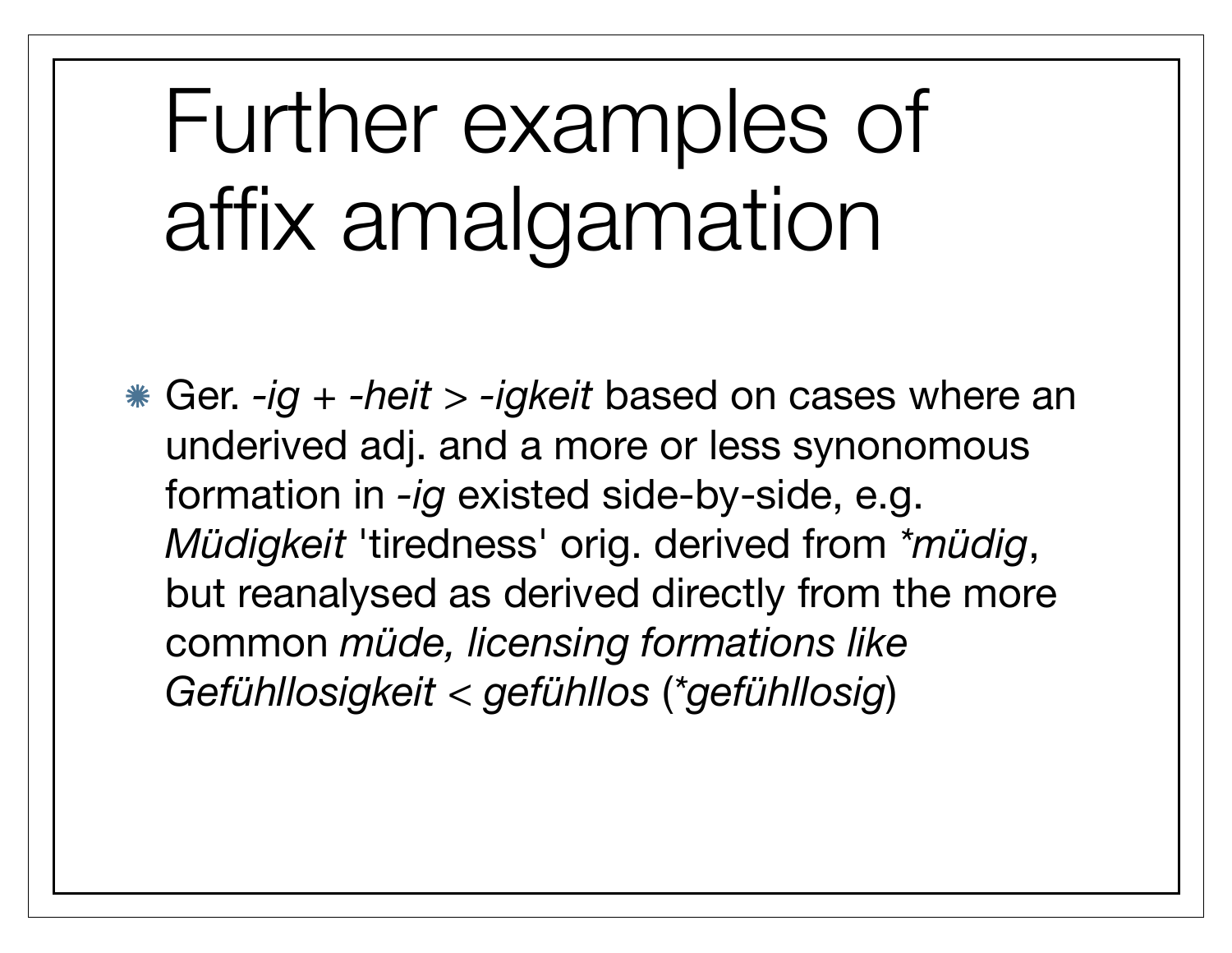# Further examples of affix amalgamation

- Ger. *-ig* + *-heit* > *-igkeit* based on cases where an underived adj. and a more or less synonomous formation in *-ig* existed side-by-side, e.g. *Müdigkeit* 'tiredness' orig. derived from *\*müdig*, but reanalysed as derived directly from the more common *müde, licensing formations like Gefühllosigkeit < gefühllos* (*\*gefühllosig*)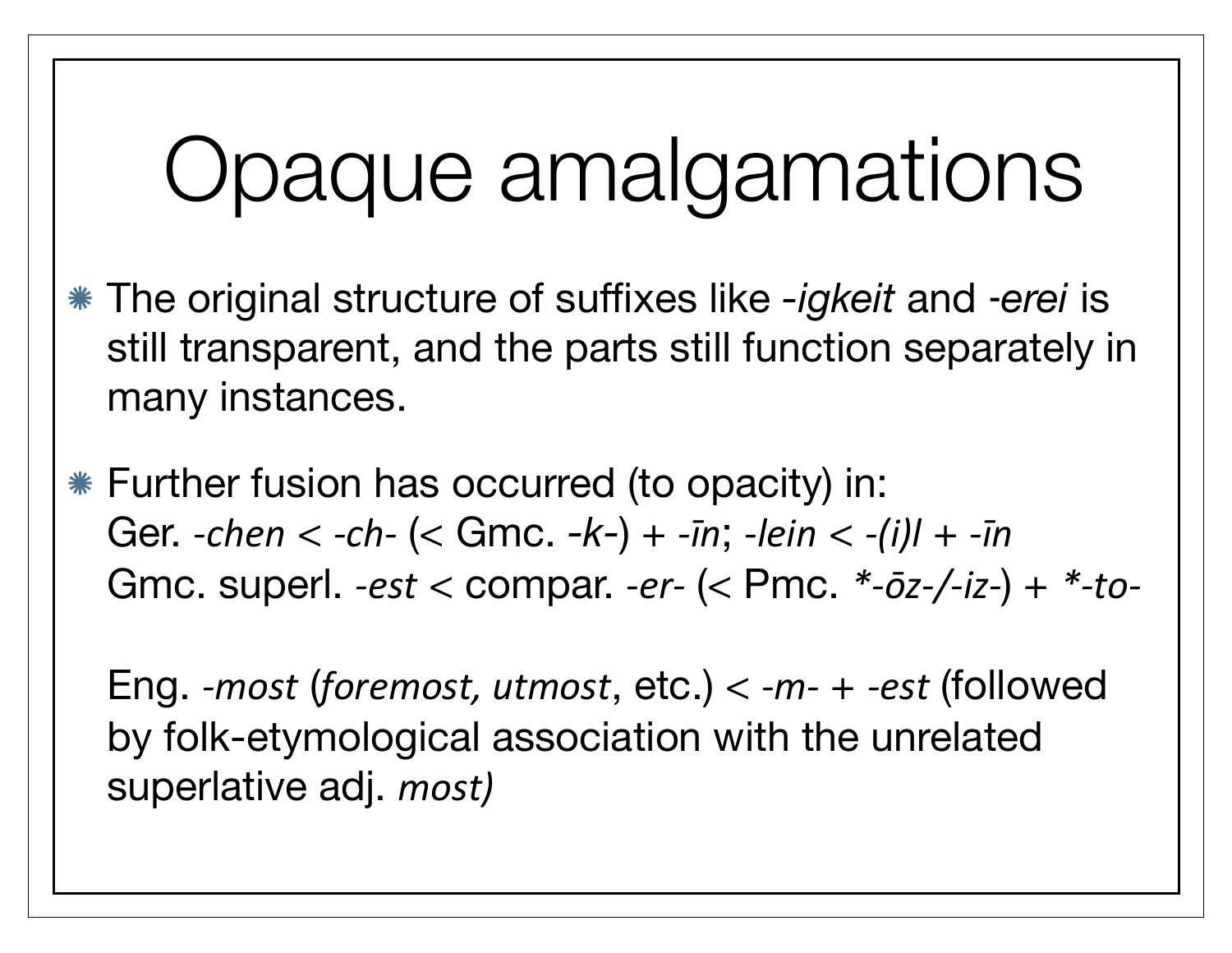# Opaque amalgamations

- The original structure of suffixes like -*igkeit* and *-erei* is still transparent, and the parts still function separately in many instances.

- Further fusion has occurred (to opacity) in:
  Ger. *-chen* < *-ch-* (< Gmc. -*k*-) + *-īn*; *-lein* < *-(i)l* + *-īn*
  Gmc. superl. *-est* < compar. *-er-* (< Pmc. *\*-ōz-/-iz-*) + *\*-to-*

  Eng. *-most* (*foremost, utmost*, etc.) < *-m-* + *-est* (followed by folk-etymological association with the unrelated superlative adj. *most)*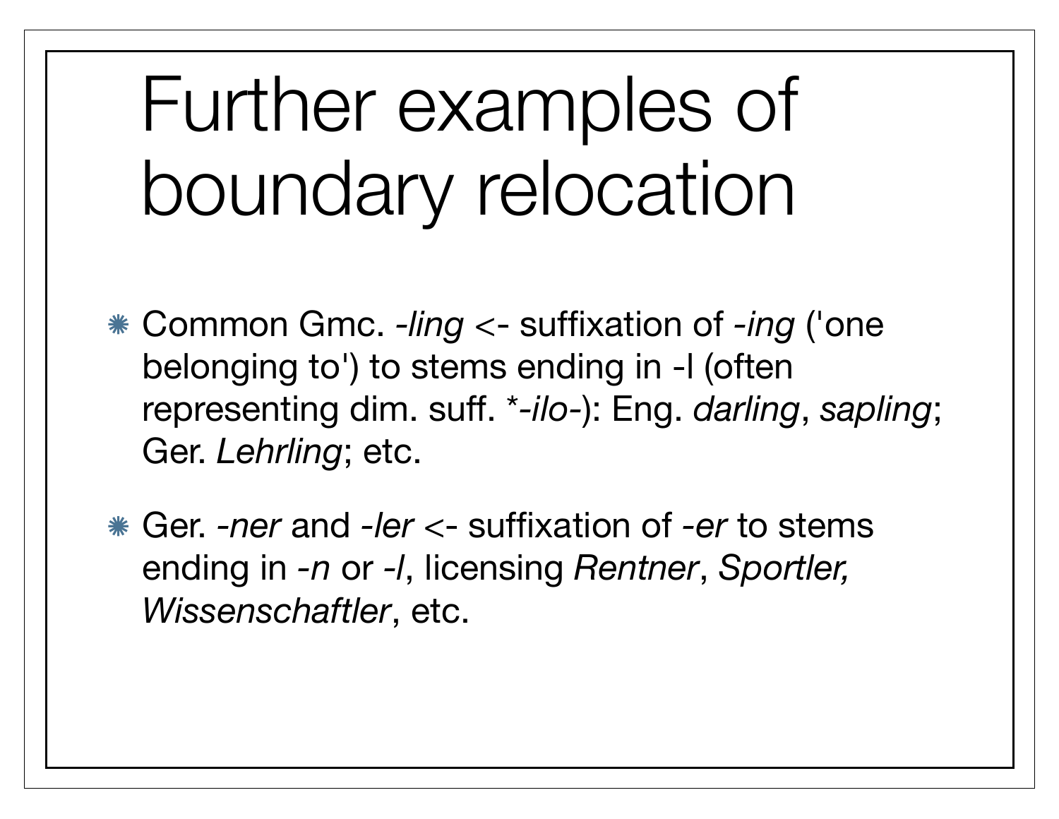# Further examples of boundary relocation

- Common Gmc. *-ling* <- suffixation of *-ing* ('one belonging to') to stems ending in -l (often representing dim. suff. *-*ilo*-): Eng. *darling*, *sapling*; Ger. *Lehrling*; etc.
- Ger. *-ner* and *-ler* <- suffixation of *-er* to stems ending in *-n* or *-l*, licensing *Rentner*, *Sportler, Wissenschaftler*, etc.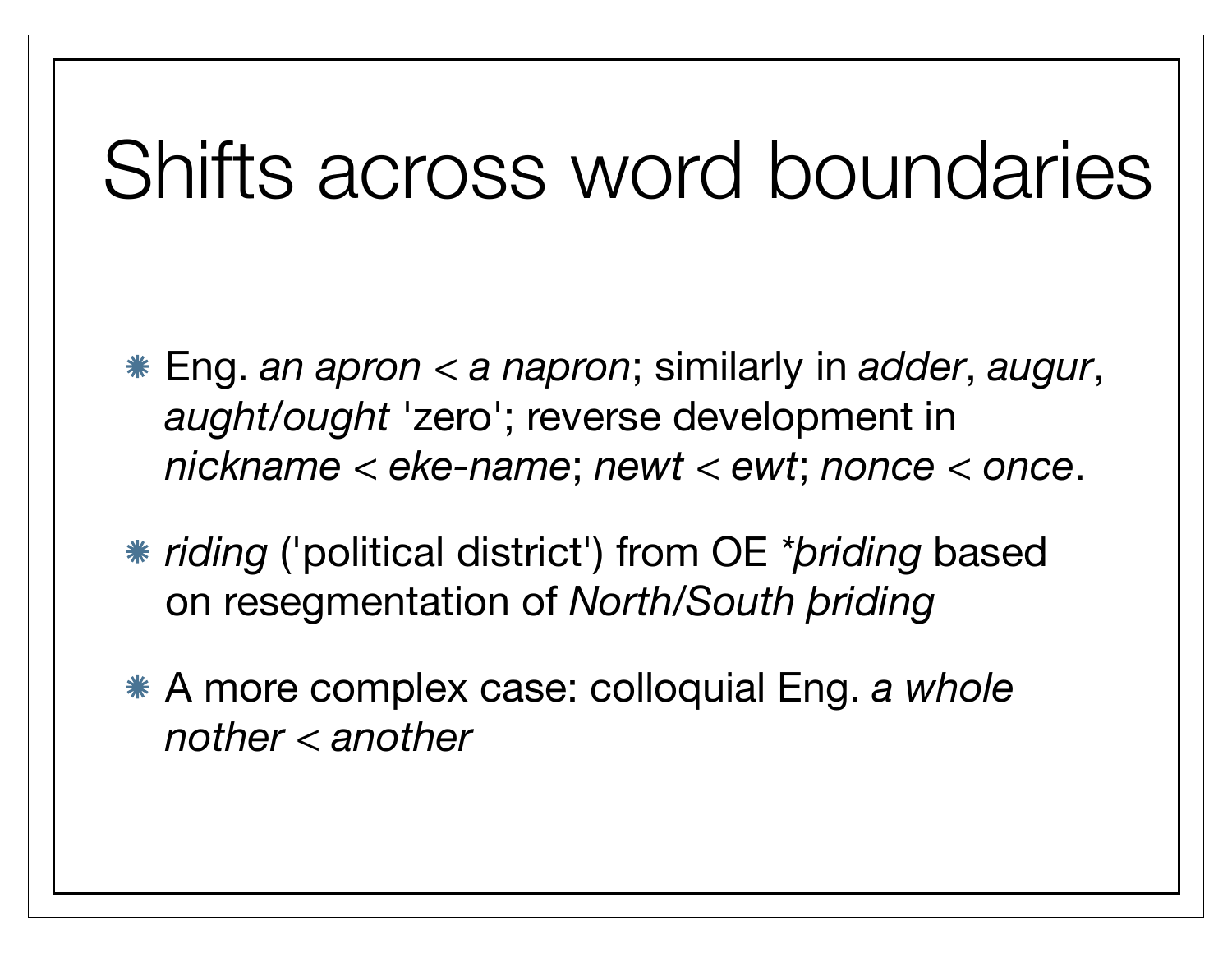# Shifts across word boundaries

- Eng. *an apron* < *a napron*; similarly in *adder*, *augur*, *aught/ought* 'zero'; reverse development in *nickname* < *eke-name*; *newt* < *ewt*; *nonce* < *once*.
- *riding* ('political district') from OE *\*þriding* based on resegmentation of *North/South þriding*
- A more complex case: colloquial Eng. *a whole nother* < *another*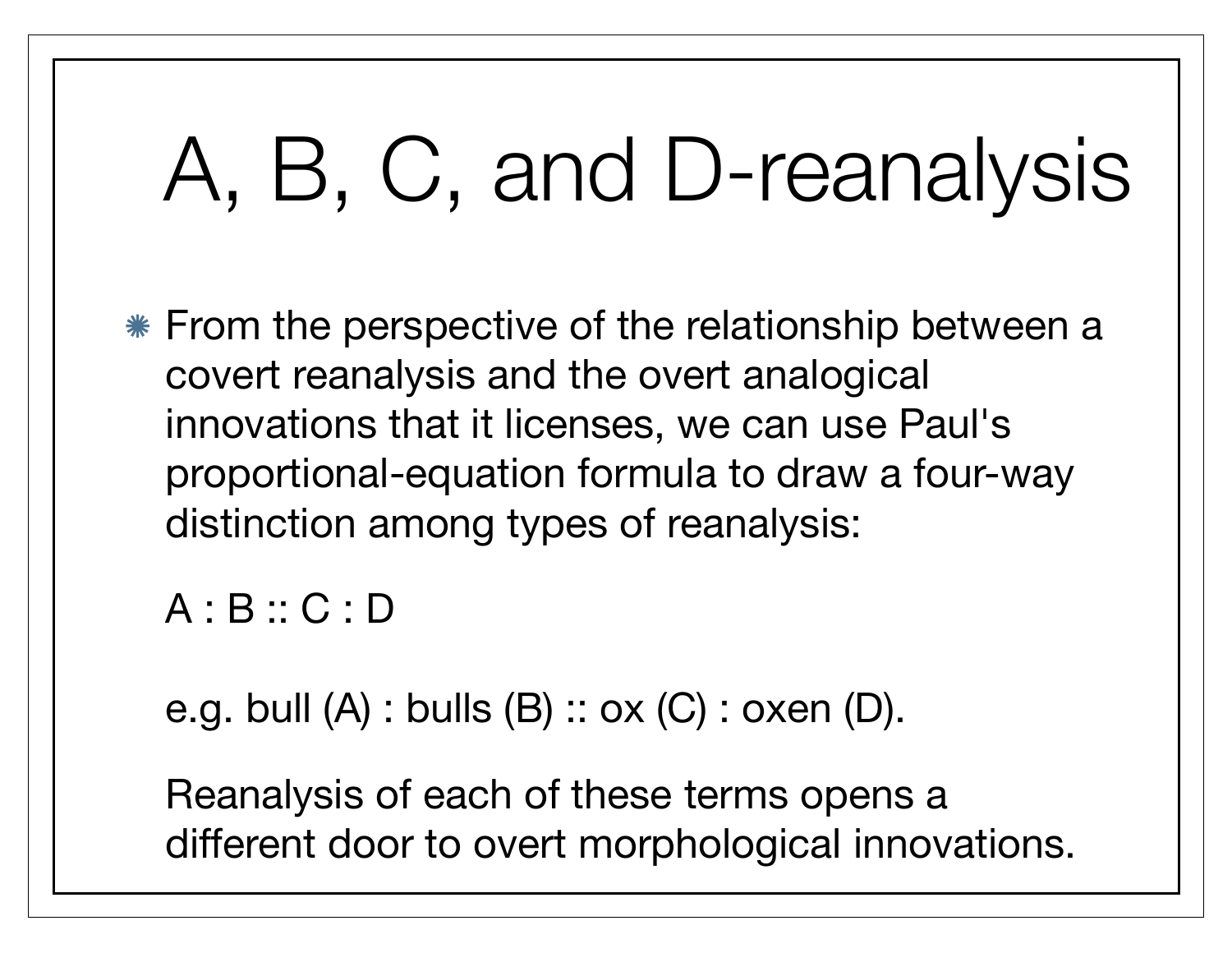# A, B, C, and D-reanalysis

- From the perspective of the relationship between a covert reanalysis and the overt analogical innovations that it licenses, we can use Paul's proportional-equation formula to draw a four-way distinction among types of reanalysis:

  A : B :: C : D

  e.g. bull (A) : bulls (B) :: ox (C) : oxen (D).

  Reanalysis of each of these terms opens a different door to overt morphological innovations.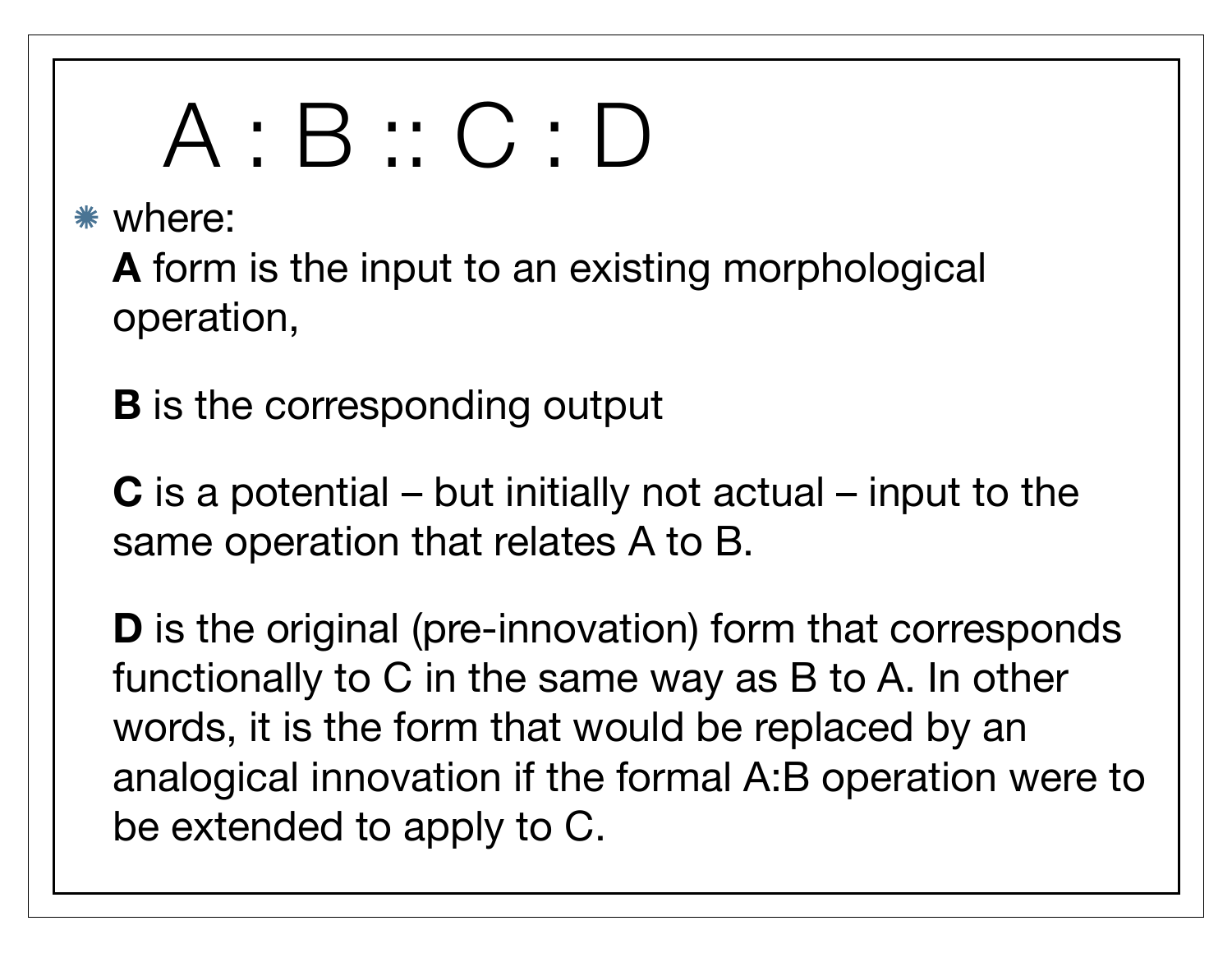# A : B :: C : D

- where:

  **A** form is the input to an existing morphological operation,

  **B** is the corresponding output

  **C** is a potential – but initially not actual – input to the same operation that relates A to B.

  **D** is the original (pre-innovation) form that corresponds functionally to C in the same way as B to A. In other words, it is the form that would be replaced by an analogical innovation if the formal A:B operation were to be extended to apply to C.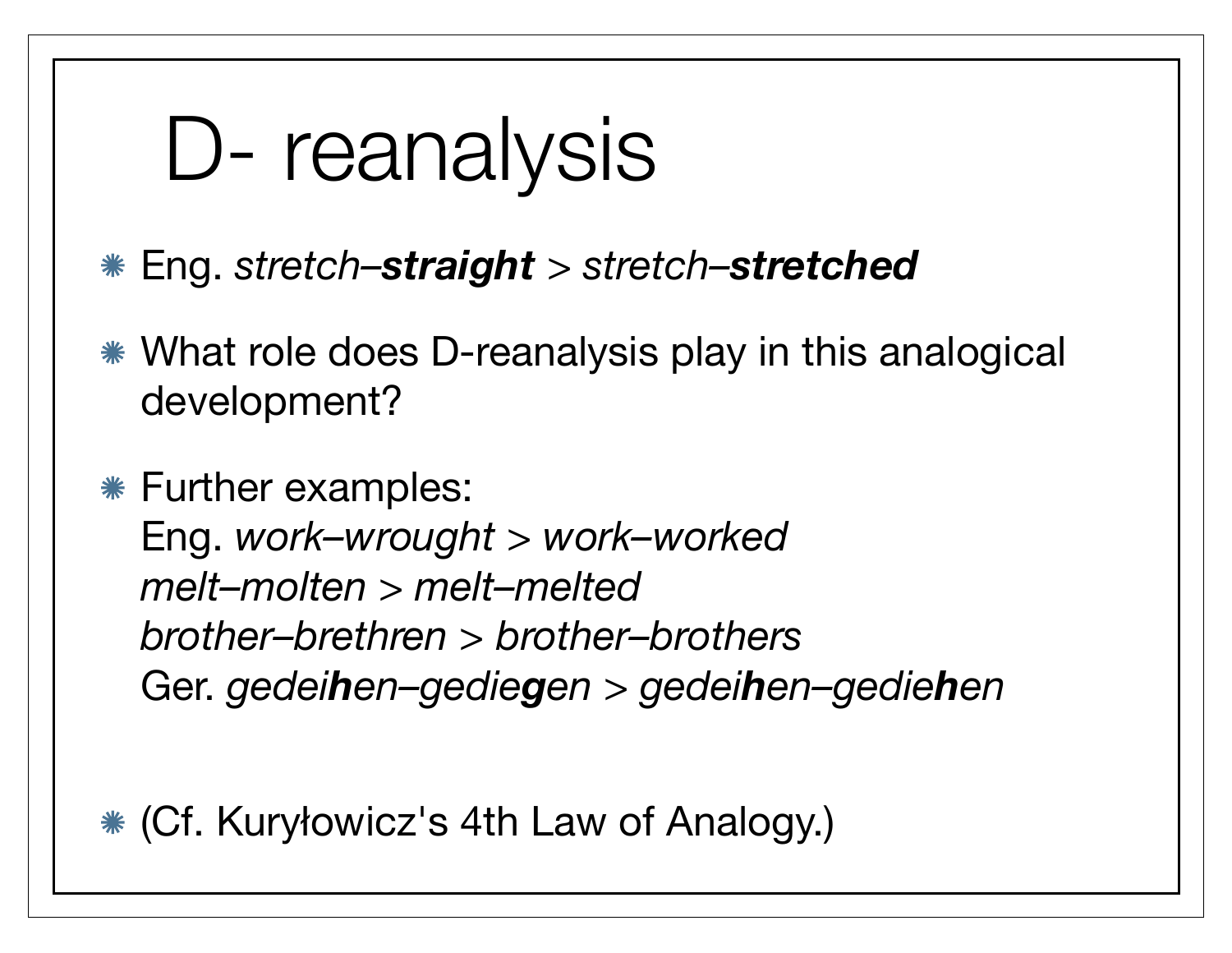# D- reanalysis

- Eng. *stretch–**straight*** > *stretch–**stretched***
- What role does D-reanalysis play in this analogical development?
- Further examples:
  Eng. *work–wrought* > *work–worked*
  *melt–molten* > *melt–melted*
  *brother–brethren* > *brother–brothers*
  Ger. *gedei**h**en–gedie**g**en* > *gedei**h**en–gedie**h**en*
- (Cf. Kuryłowicz's 4th Law of Analogy.)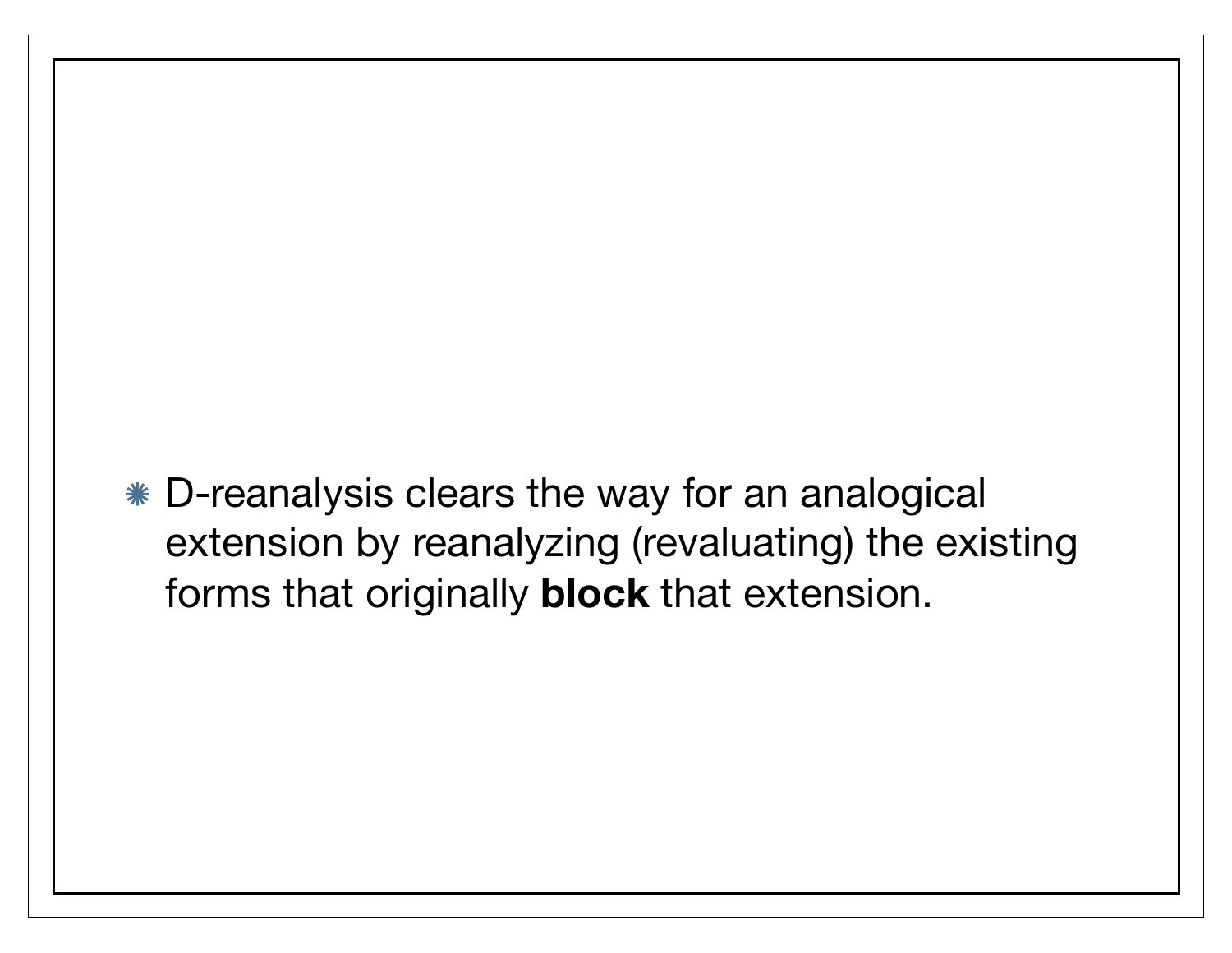- D-reanalysis clears the way for an analogical extension by reanalyzing (revaluating) the existing forms that originally **block** that extension.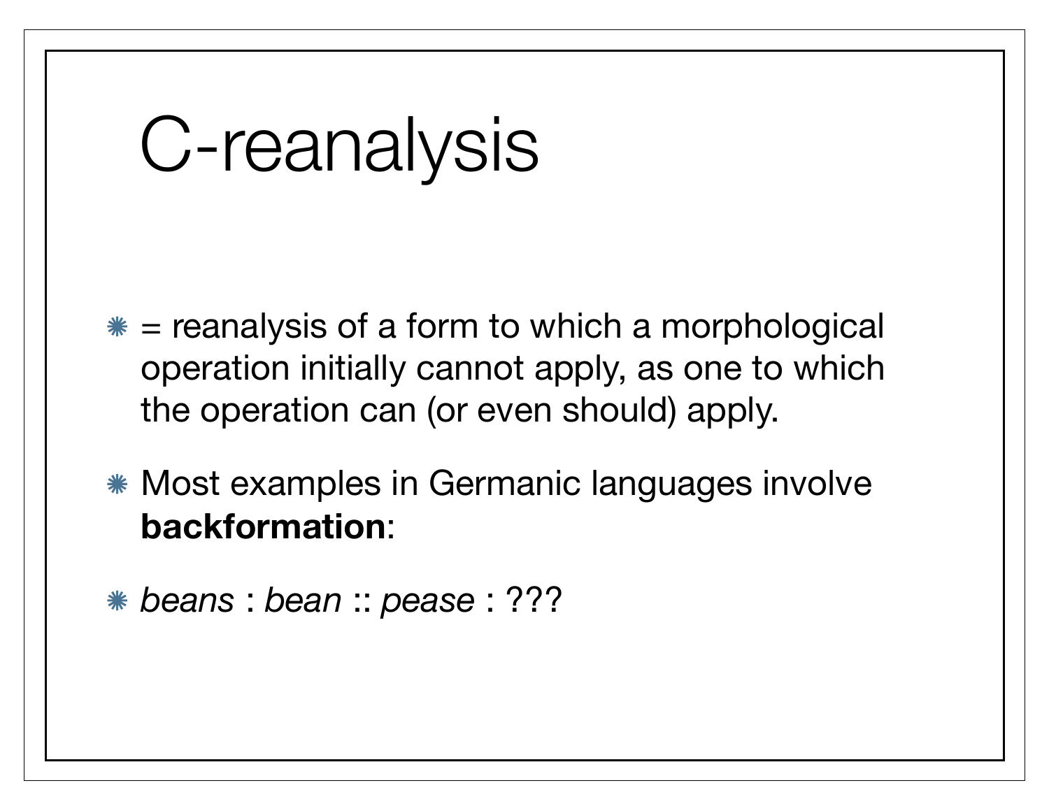# C-reanalysis

- = reanalysis of a form to which a morphological operation initially cannot apply, as one to which the operation can (or even should) apply.
- Most examples in Germanic languages involve **backformation**:
- *beans* : *bean* :: *pease* : ???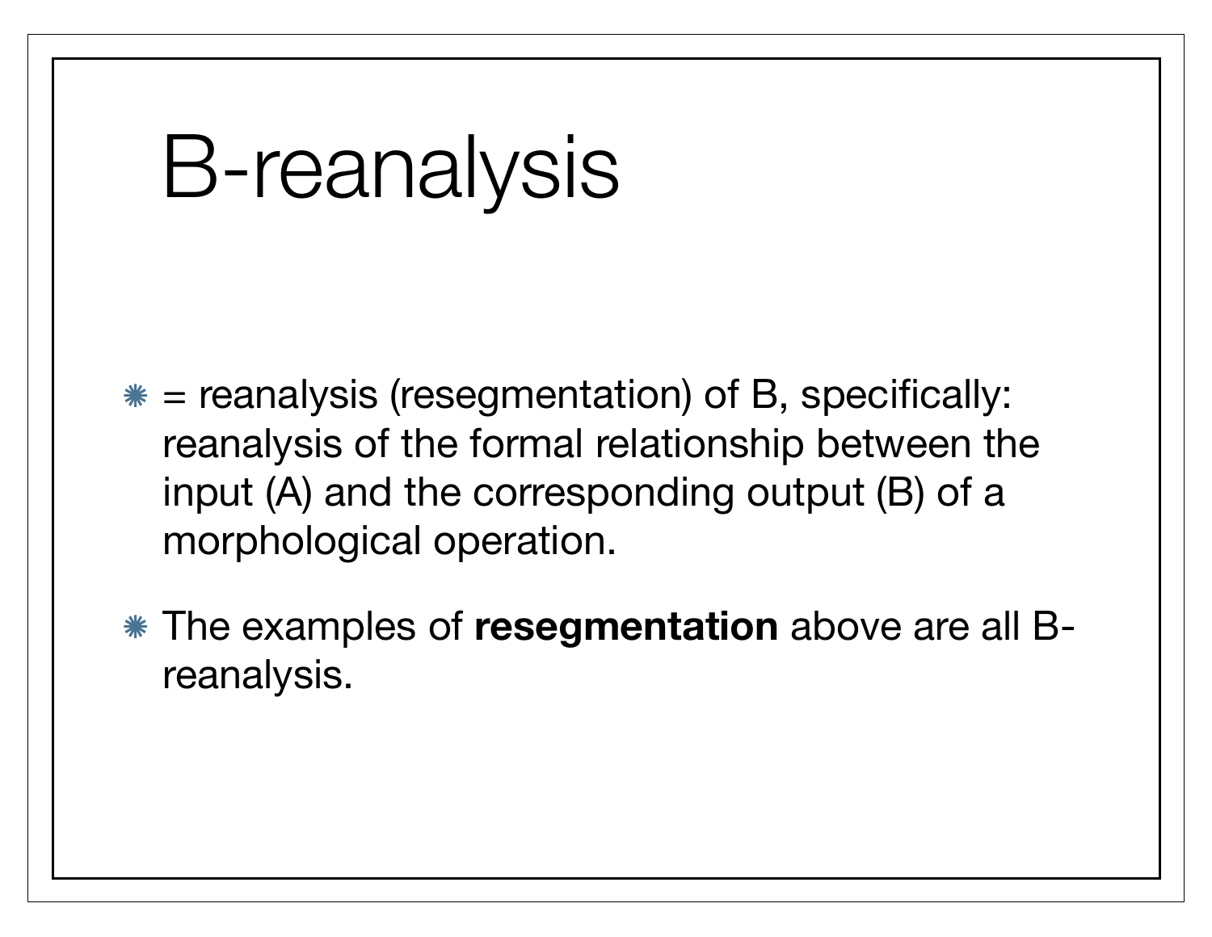# B-reanalysis

- = reanalysis (resegmentation) of B, specifically: reanalysis of the formal relationship between the input (A) and the corresponding output (B) of a morphological operation.
- The examples of **resegmentation** above are all B-reanalysis.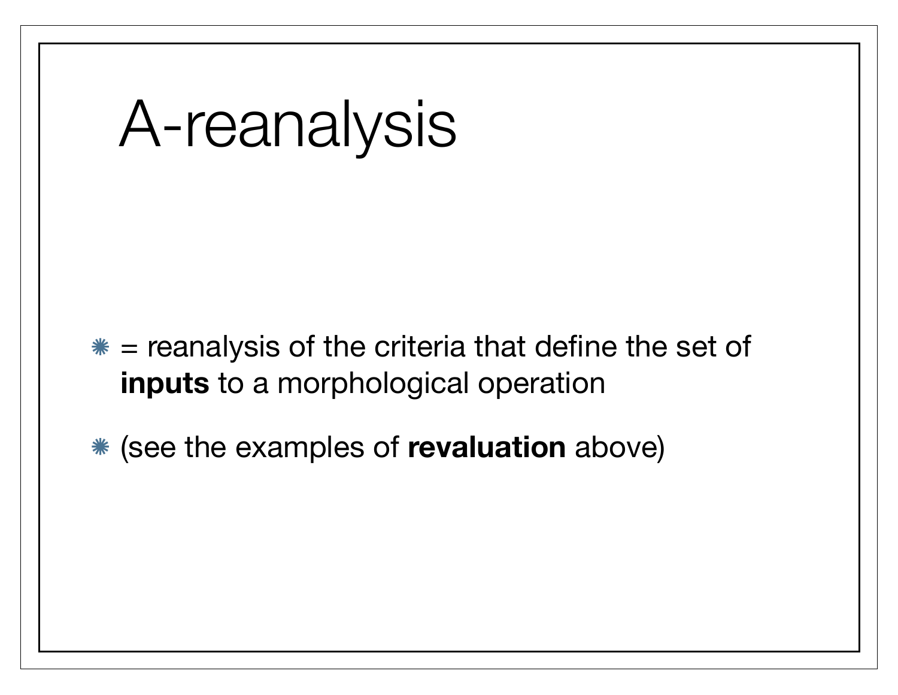# A-reanalysis

- = reanalysis of the criteria that define the set of **inputs** to a morphological operation
- (see the examples of **revaluation** above)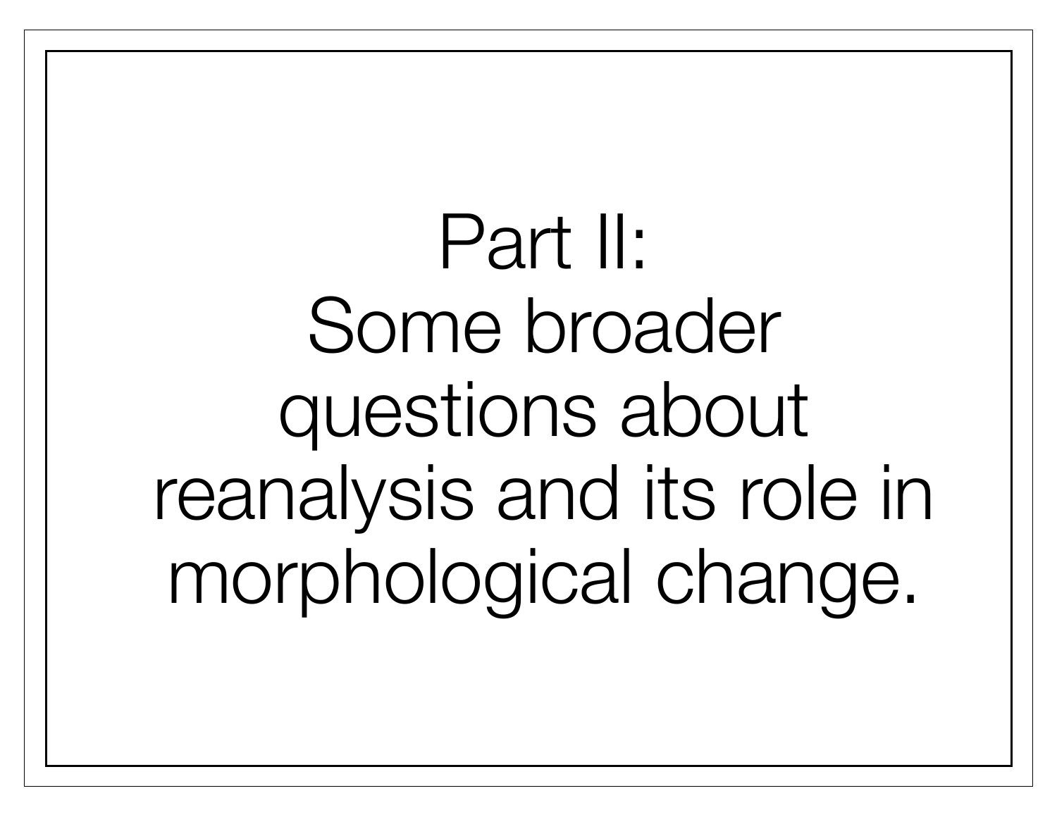# Part II: Some broader questions about reanalysis and its role in morphological change.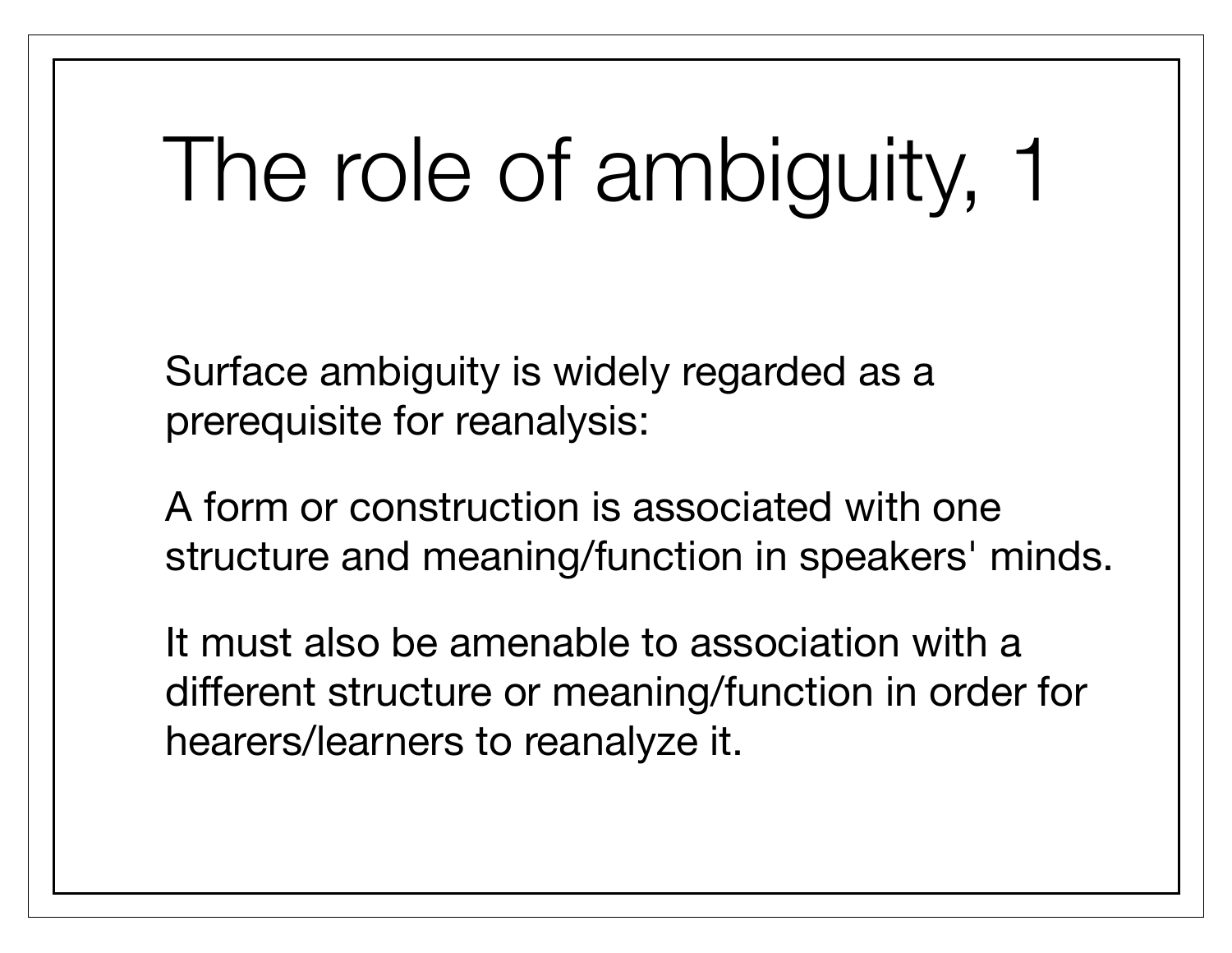# The role of ambiguity, 1

Surface ambiguity is widely regarded as a prerequisite for reanalysis:

A form or construction is associated with one structure and meaning/function in speakers' minds.

It must also be amenable to association with a different structure or meaning/function in order for hearers/learners to reanalyze it.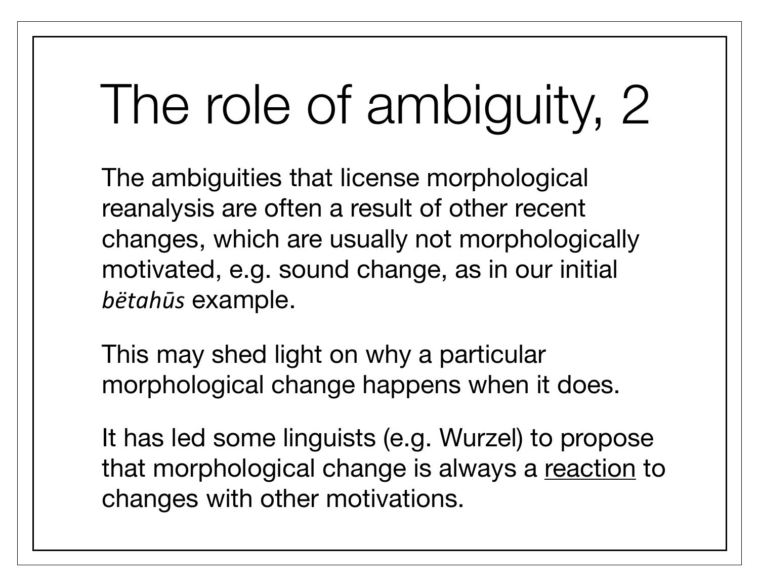# The role of ambiguity, 2

The ambiguities that license morphological reanalysis are often a result of other recent changes, which are usually not morphologically motivated, e.g. sound change, as in our initial *bëtahūs* example.

This may shed light on why a particular morphological change happens when it does.

It has led some linguists (e.g. Wurzel) to propose that morphological change is always a <u>reaction</u> to changes with other motivations.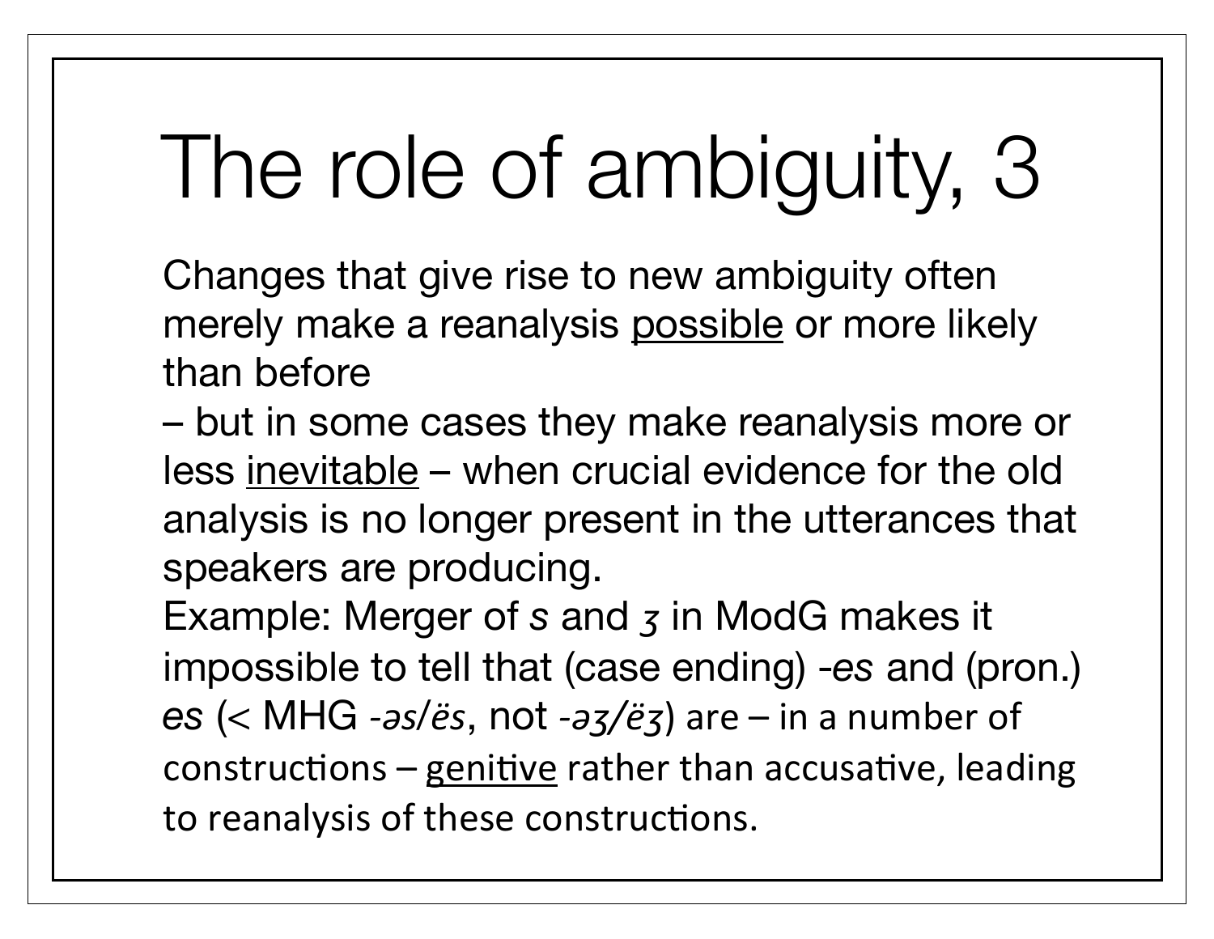# The role of ambiguity, 3

Changes that give rise to new ambiguity often merely make a reanalysis <u>possible</u> or more likely than before

– but in some cases they make reanalysis more or less <u>inevitable</u> – when crucial evidence for the old analysis is no longer present in the utterances that speakers are producing.

Example: Merger of *s* and *ʒ* in ModG makes it impossible to tell that (case ending) -*es* and (pron.) *es* (< MHG -*əs/ës*, not -*əʒ/ëʒ*) are – in a number of constructions – <u>genitive</u> rather than accusative, leading to reanalysis of these constructions.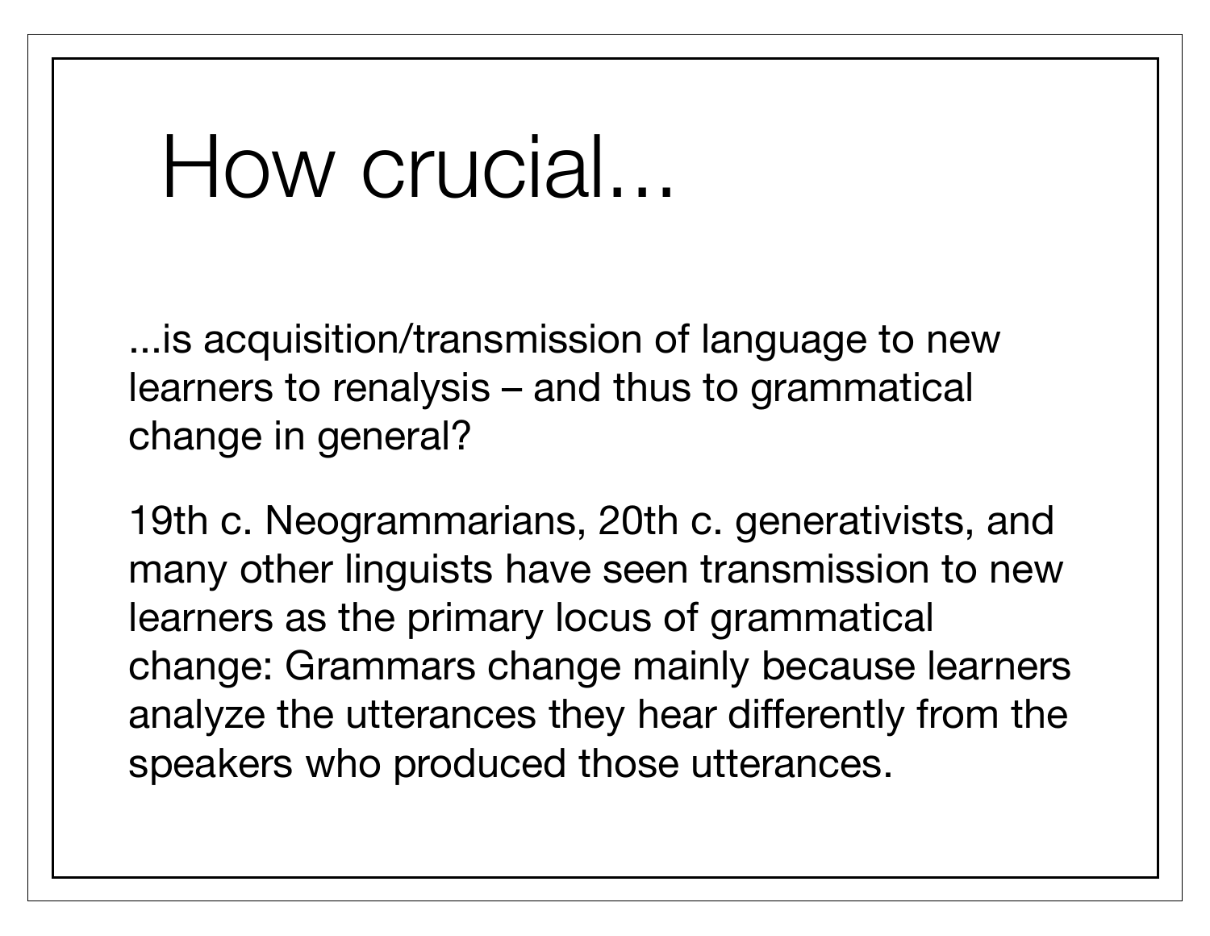# How crucial...

...is acquisition/transmission of language to new learners to renalysis – and thus to grammatical change in general?

19th c. Neogrammarians, 20th c. generativists, and many other linguists have seen transmission to new learners as the primary locus of grammatical change: Grammars change mainly because learners analyze the utterances they hear differently from the speakers who produced those utterances.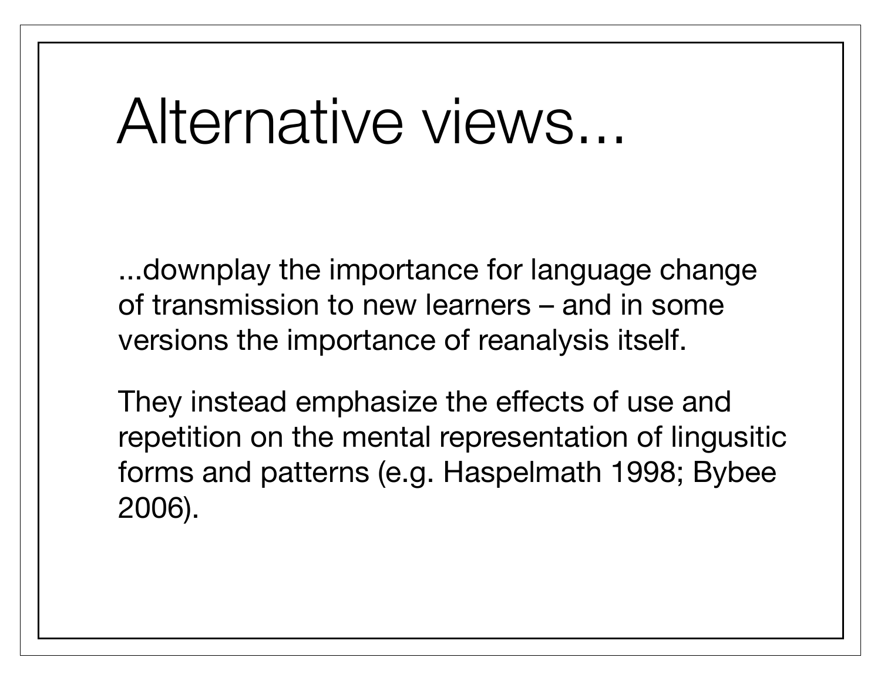# Alternative views...

...downplay the importance for language change of transmission to new learners – and in some versions the importance of reanalysis itself.

They instead emphasize the effects of use and repetition on the mental representation of lingusitic forms and patterns (e.g. Haspelmath 1998; Bybee 2006).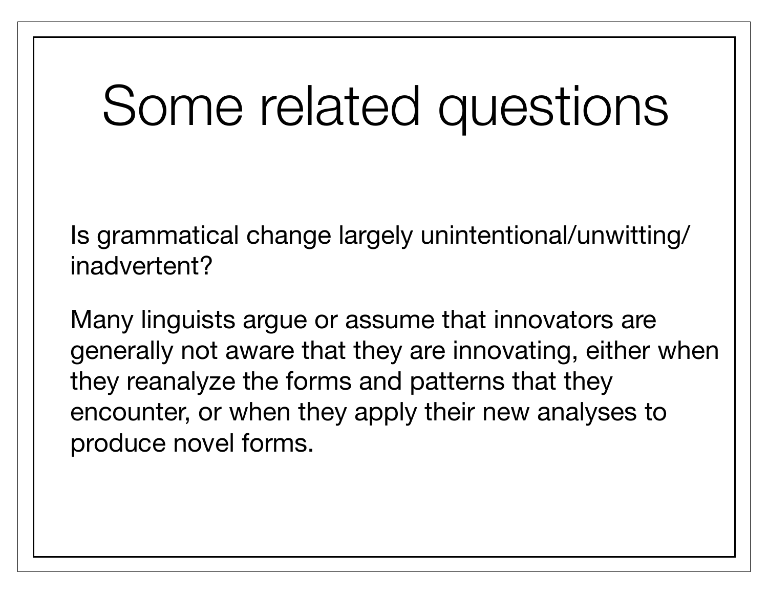# Some related questions

Is grammatical change largely unintentional/unwitting/inadvertent?

Many linguists argue or assume that innovators are generally not aware that they are innovating, either when they reanalyze the forms and patterns that they encounter, or when they apply their new analyses to produce novel forms.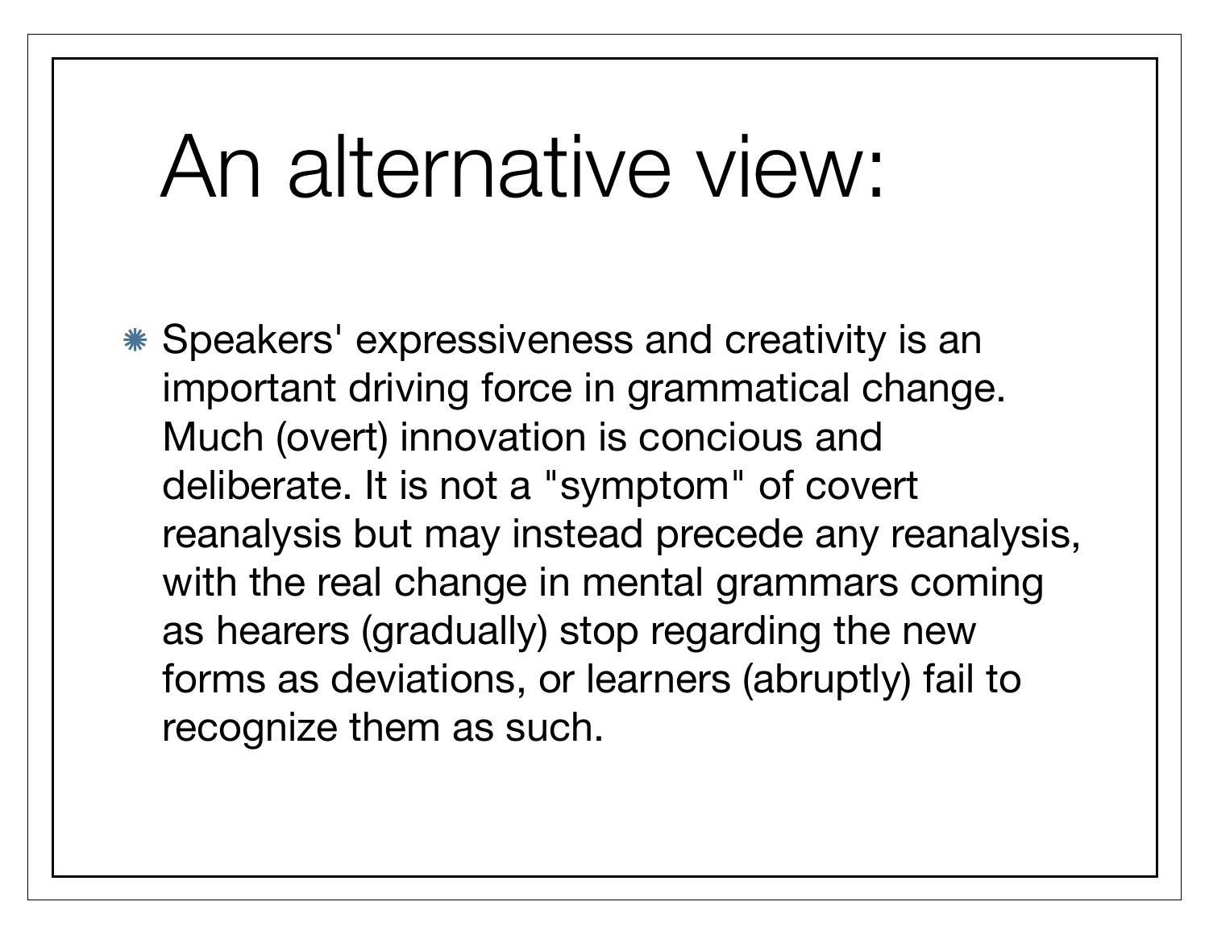# An alternative view:

- Speakers' expressiveness and creativity is an important driving force in grammatical change. Much (overt) innovation is concious and deliberate. It is not a "symptom" of covert reanalysis but may instead precede any reanalysis, with the real change in mental grammars coming as hearers (gradually) stop regarding the new forms as deviations, or learners (abruptly) fail to recognize them as such.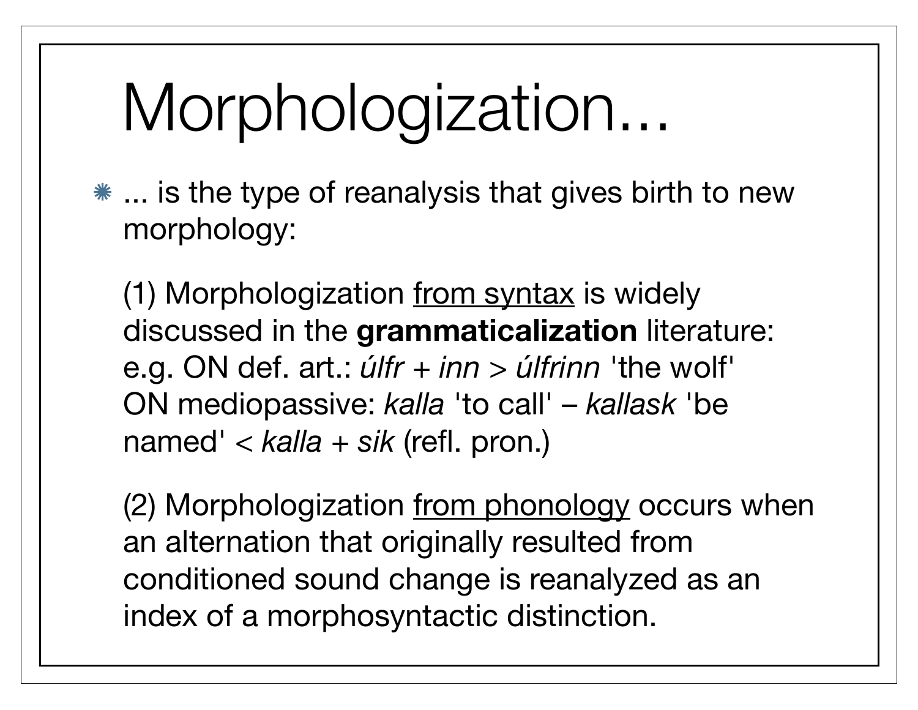# Morphologization...

- ... is the type of reanalysis that gives birth to new morphology:

  (1) Morphologization <u>from syntax</u> is widely discussed in the **grammaticalization** literature:
  e.g. ON def. art.: *úlfr* + *inn* > *úlfrinn* 'the wolf'
  ON mediopassive: *kalla* 'to call' – *kallask* 'be named' < *kalla* + *sik* (refl. pron.)

  (2) Morphologization <u>from phonology</u> occurs when an alternation that originally resulted from conditioned sound change is reanalyzed as an index of a morphosyntactic distinction.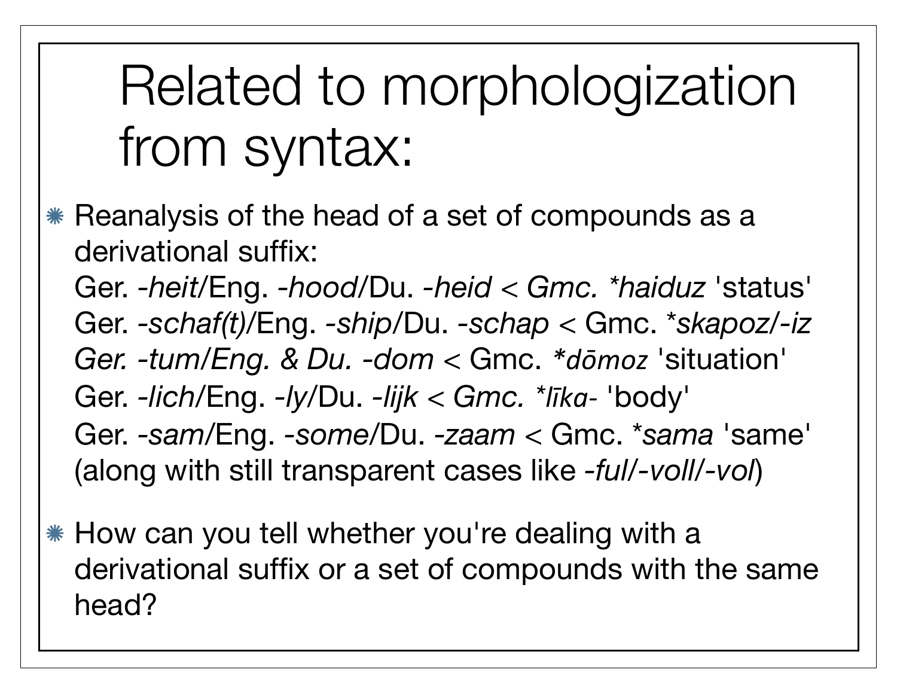# Related to morphologization from syntax:

- Reanalysis of the head of a set of compounds as a derivational suffix:
  Ger. *-heit*/Eng. *-hood*/Du. *-heid* < *Gmc. \*haiduz* 'status'
  Ger. *-schaf(t)*/Eng. *-ship*/Du. *-schap* < Gmc. *\*skapoz/-iz*
  *Ger. -tum/Eng. & Du. -dom* < Gmc. *\*dōmoz* 'situation'
  Ger. *-lich*/Eng. *-ly*/Du. *-lijk* < *Gmc. \*līka-* 'body'
  Ger. *-sam*/Eng. *-some*/Du. *-zaam* < Gmc. *\*sama* 'same'
  (along with still transparent cases like *-ful/-voll/-vol*)
- How can you tell whether you're dealing with a derivational suffix or a set of compounds with the same head?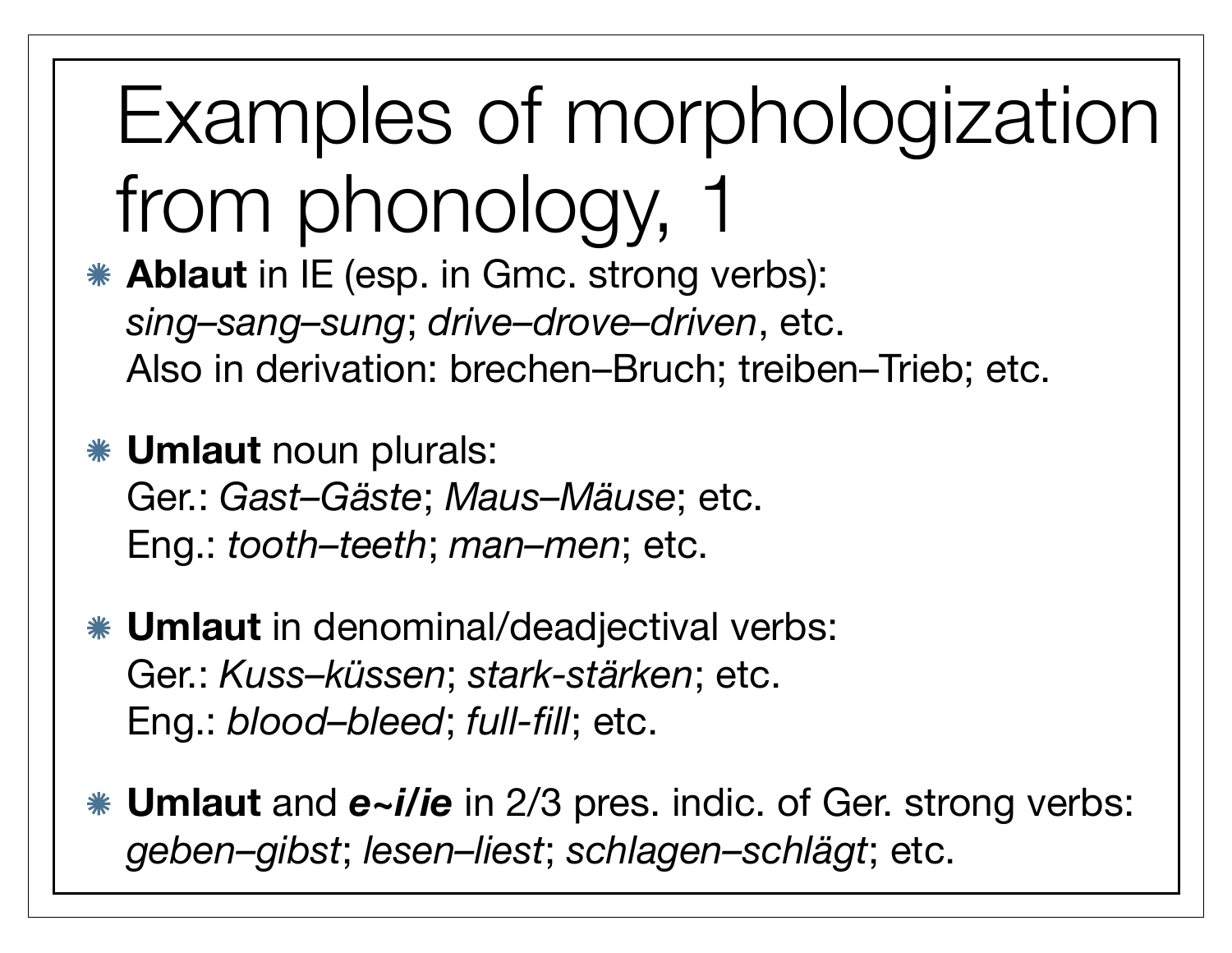# Examples of morphologization from phonology, 1

- **Ablaut** in IE (esp. in Gmc. strong verbs):
  *sing–sang–sung*; *drive–drove–driven*, etc.
  Also in derivation: brechen–Bruch; treiben–Trieb; etc.

- **Umlaut** noun plurals:
  Ger.: *Gast–Gäste*; *Maus–Mäuse*; etc.
  Eng.: *tooth–teeth*; *man–men*; etc.

- **Umlaut** in denominal/deadjectival verbs:
  Ger.: *Kuss–küssen*; *stark-stärken*; etc.
  Eng.: *blood–bleed*; *full-fill*; etc.

- **Umlaut** and ***e~i/ie*** in 2/3 pres. indic. of Ger. strong verbs:
  *geben–gibst*; *lesen–liest*; *schlagen–schlägt*; etc.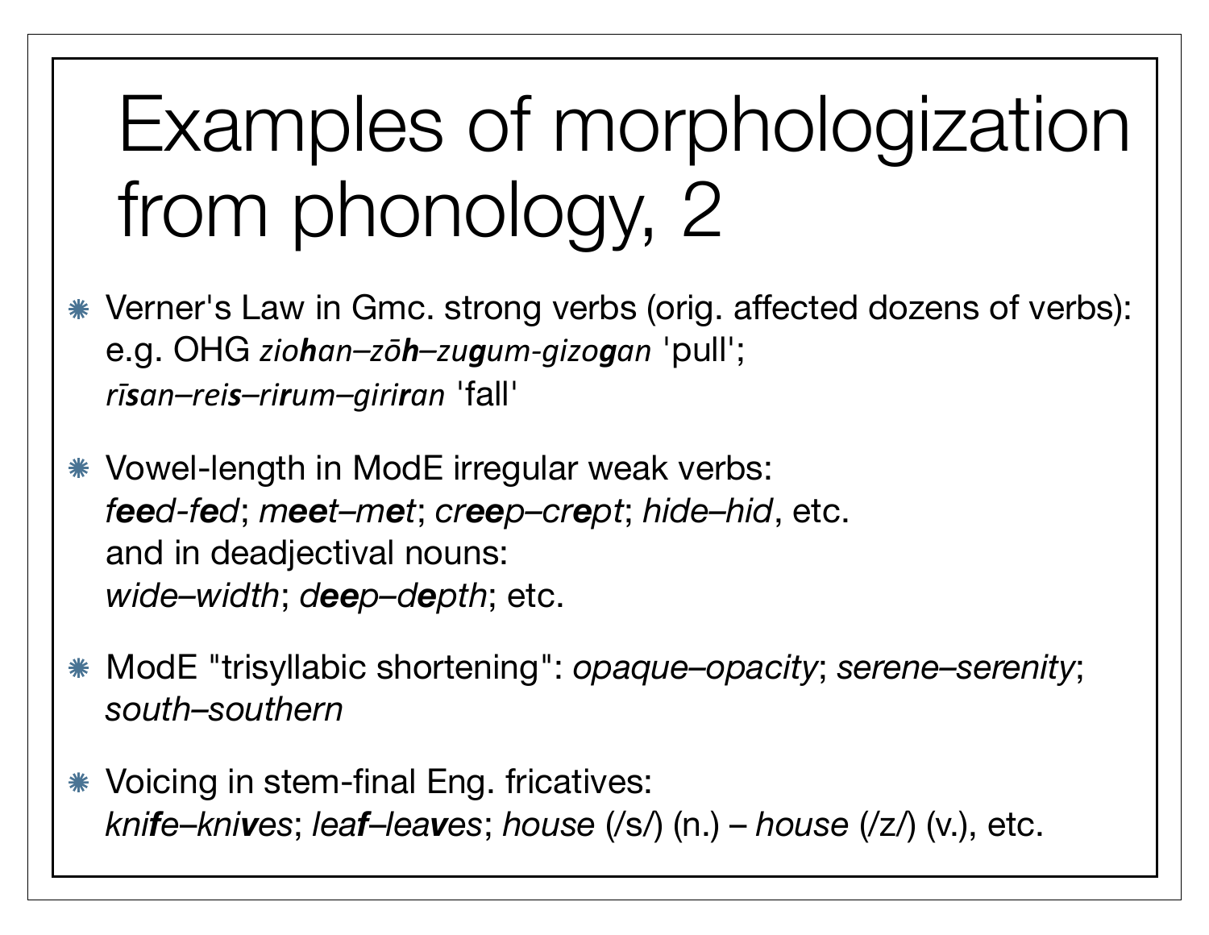# Examples of morphologization from phonology, 2

- Verner's Law in Gmc. strong verbs (orig. affected dozens of verbs): e.g. OHG *zio**h**an–zō**h**–zu**g**um-gizo**g**an* 'pull'; *rī**s**an–rei**s**–ri**r**um–giri**r**an* 'fall'
- Vowel-length in ModE irregular weak verbs: ***f**ee**d-f**e**d*; *m**ee**t–m**e**t*; *cr**ee**p–cr**e**pt*; *hide–hid*, etc. and in deadjectival nouns: *wide–width*; *d**ee**p–d**e**pth*; etc.
- ModE "trisyllabic shortening": *opaque–opacity*; *serene–serenity*; *south–southern*
- Voicing in stem-final Eng. fricatives: *kni**f**e–kni**v**es*; *lea**f**–lea**v**es*; *house* (/s/) (n.) – *house* (/z/) (v.), etc.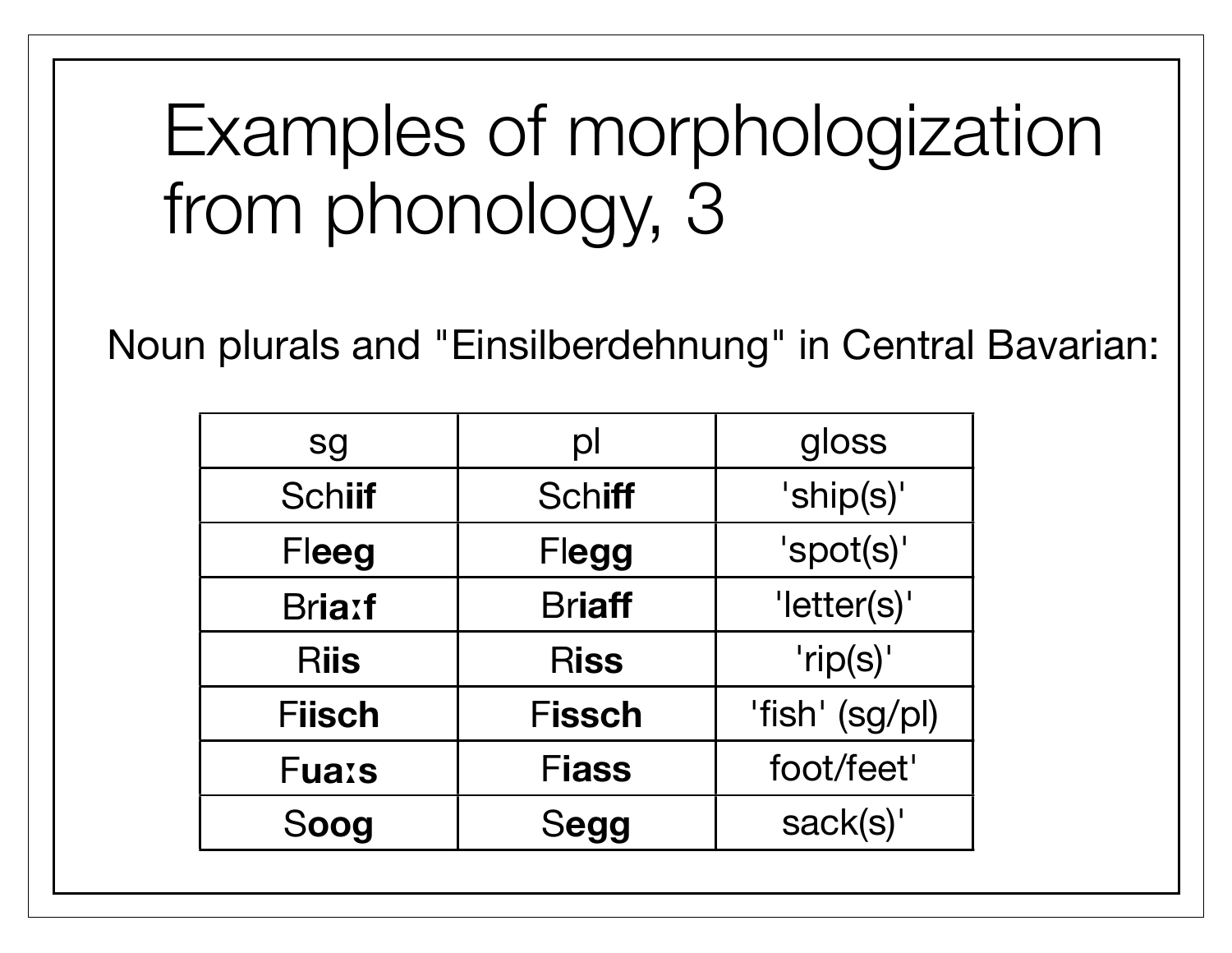# Examples of morphologization from phonology, 3

Noun plurals and "Einsilberdehnung" in Central Bavarian:

| sg | pl | gloss |
|---|---|---|
| Sch**iif** | Sch**iff** | 'ship(s)' |
| Fl**eeg** | Fl**egg** | 'spot(s)' |
| Br**iaːf** | Br**iaff** | 'letter(s)' |
| R**iis** | R**iss** | 'rip(s)' |
| F**iisch** | F**issch** | 'fish' (sg/pl) |
| F**uaːs** | F**iass** | foot/feet' |
| S**oog** | S**egg** | sack(s)' |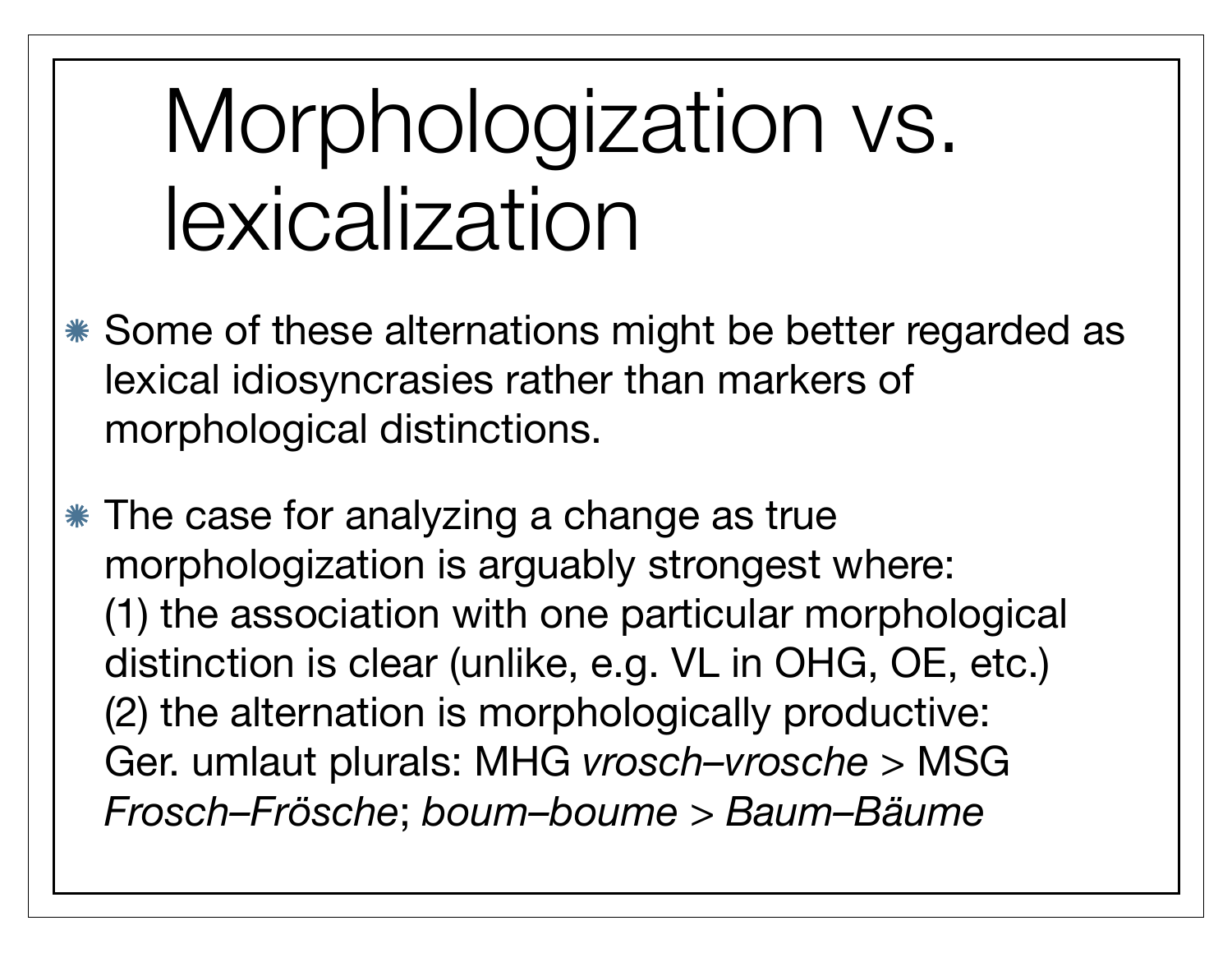# Morphologization vs. lexicalization

- Some of these alternations might be better regarded as lexical idiosyncrasies rather than markers of morphological distinctions.
- The case for analyzing a change as true morphologization is arguably strongest where:
  (1) the association with one particular morphological distinction is clear (unlike, e.g. VL in OHG, OE, etc.)
  (2) the alternation is morphologically productive:
  Ger. umlaut plurals: MHG *vrosch–vrosche* > MSG *Frosch–Frösche*; *boum–boume* > *Baum–Bäume*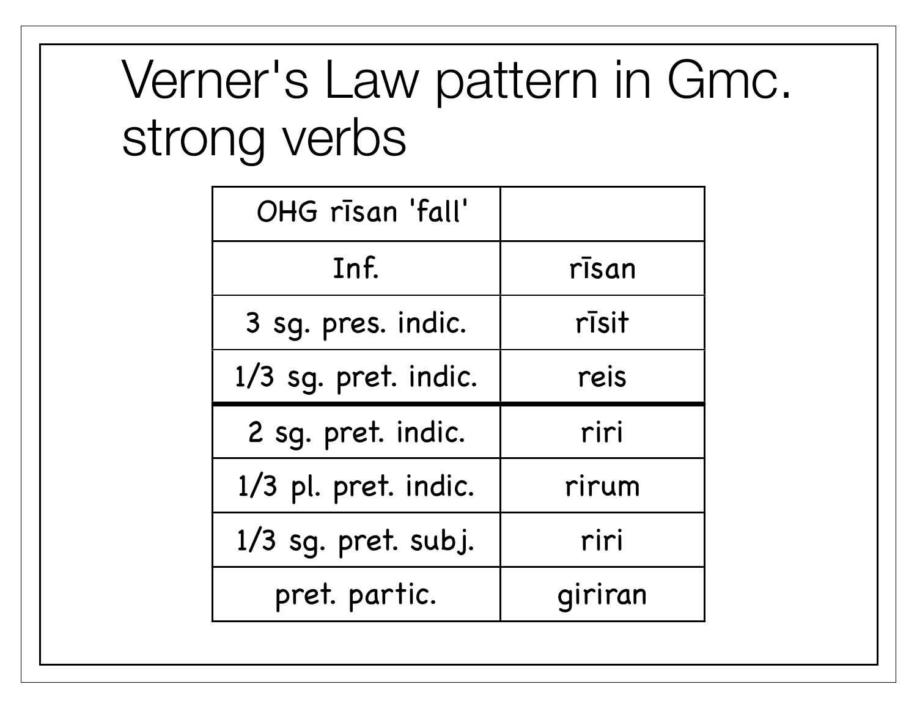# Verner's Law pattern in Gmc. strong verbs

| OHG rīsan 'fall' | |
|---|---|
| Inf. | rīsan |
| 3 sg. pres. indic. | rīsit |
| 1/3 sg. pret. indic. | reis |
| 2 sg. pret. indic. | riri |
| 1/3 pl. pret. indic. | rirum |
| 1/3 sg. pret. subj. | riri |
| pret. partic. | giriran |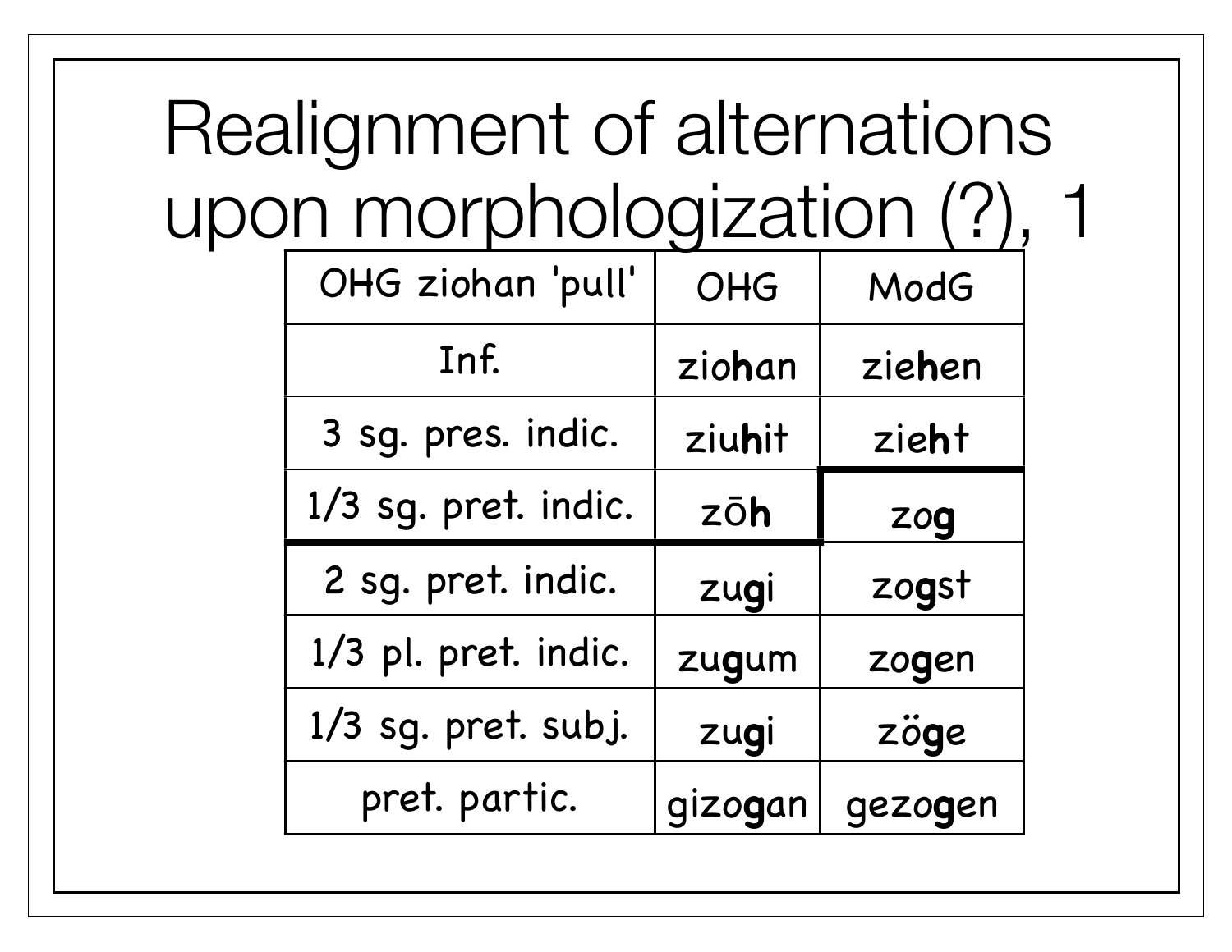# Realignment of alternations upon morphologization (?), 1

| OHG ziohan 'pull' | OHG | ModG |
|---|---|---|
| Inf. | zio**h**an | zie**h**en |
| 3 sg. pres. indic. | ziu**h**it | zie**h**t |
| 1/3 sg. pret. indic. | zō**h** | zo**g** |
| 2 sg. pret. indic. | zu**g**i | zo**g**st |
| 1/3 pl. pret. indic. | zu**g**um | zo**g**en |
| 1/3 sg. pret. subj. | zu**g**i | zö**g**e |
| pret. partic. | gizo**g**an | gezo**g**en |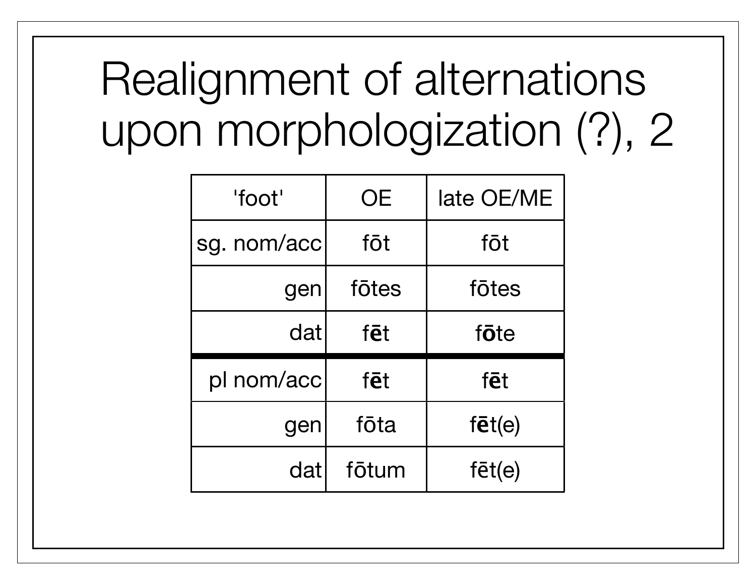# Realignment of alternations upon morphologization (?), 2

| 'foot' | OE | late OE/ME |
|---|---|---|
| sg. nom/acc | fōt | fōt |
| gen | fōtes | fōtes |
| dat | f**ē**t | f**ō**te |
| pl nom/acc | f**ē**t | f**ē**t |
| gen | fōta | f**ē**t(e) |
| dat | fōtum | fēt(e) |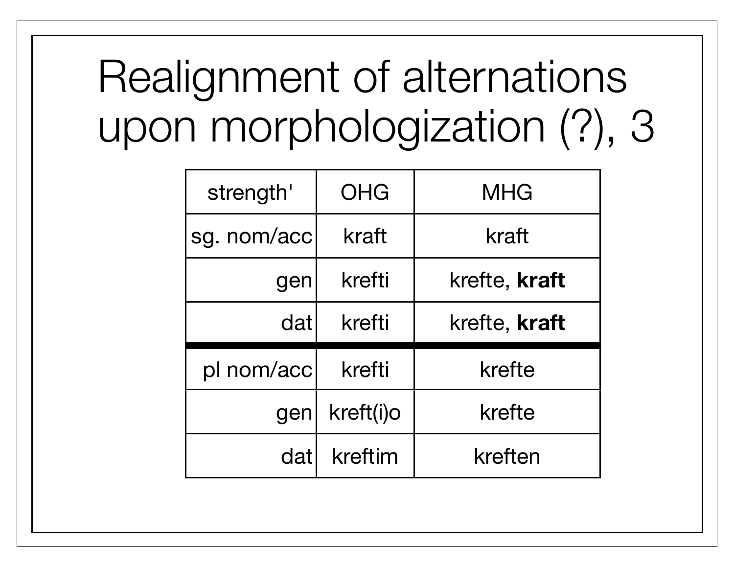# Realignment of alternations upon morphologization (?), 3

| strength' | OHG | MHG |
|---|---|---|
| sg. nom/acc | kraft | kraft |
| gen | krefti | krefte, **kraft** |
| dat | krefti | krefte, **kraft** |
| pl nom/acc | krefti | krefte |
| gen | kreft(i)o | krefte |
| dat | kreftim | kreften |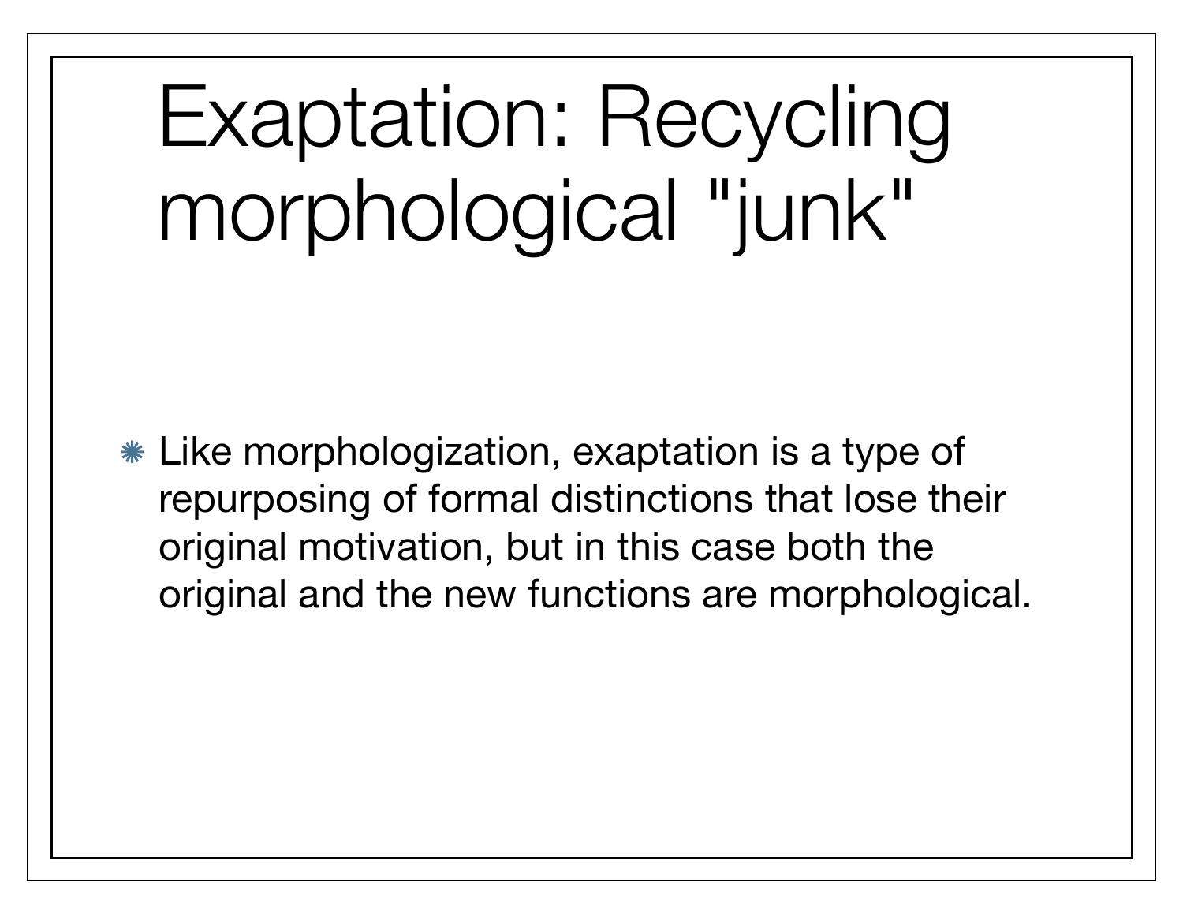# Exaptation: Recycling morphological "junk"

- Like morphologization, exaptation is a type of repurposing of formal distinctions that lose their original motivation, but in this case both the original and the new functions are morphological.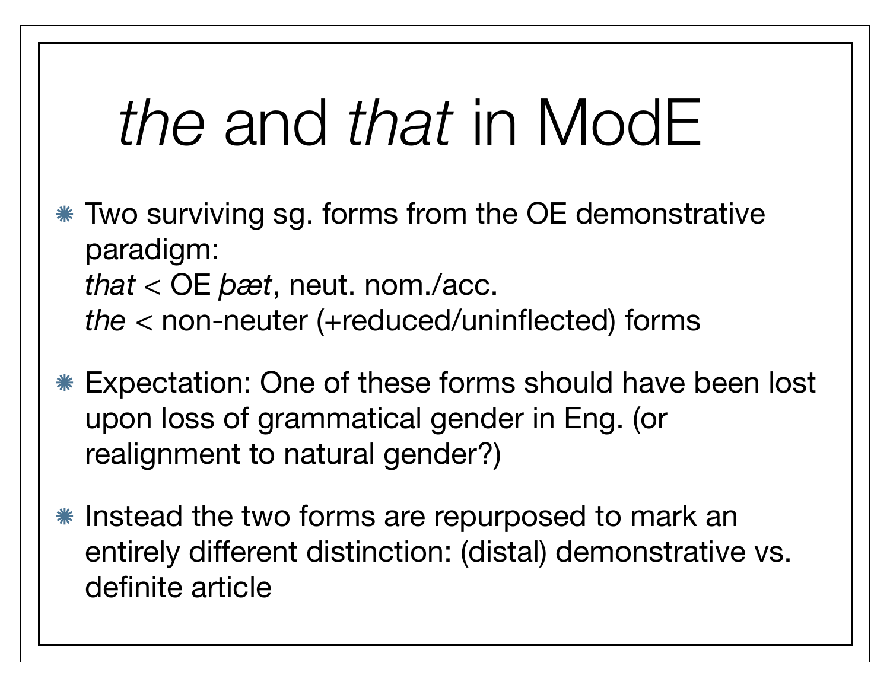# *the* and *that* in ModE

- Two surviving sg. forms from the OE demonstrative paradigm:
  *that* < OE *þæt*, neut. nom./acc.
  *the* < non-neuter (+reduced/uninflected) forms
- Expectation: One of these forms should have been lost upon loss of grammatical gender in Eng. (or realignment to natural gender?)
- Instead the two forms are repurposed to mark an entirely different distinction: (distal) demonstrative vs. definite article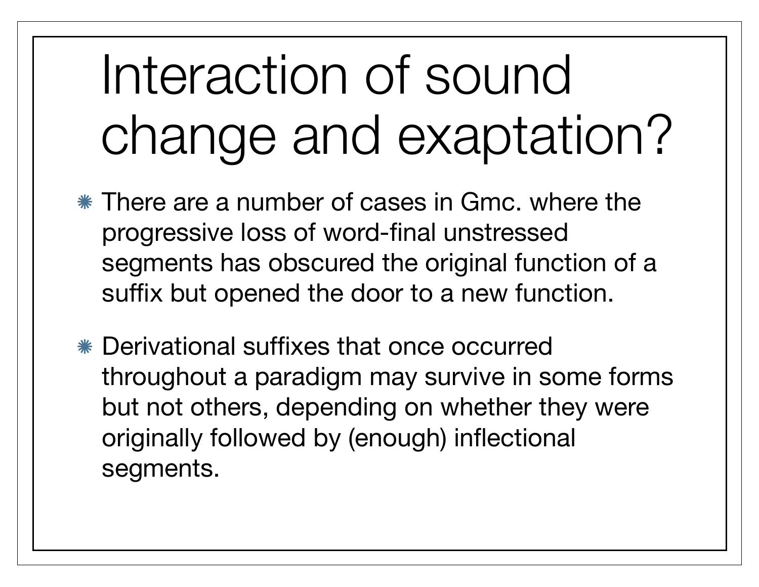# Interaction of sound change and exaptation?

- There are a number of cases in Gmc. where the progressive loss of word-final unstressed segments has obscured the original function of a suffix but opened the door to a new function.
- Derivational suffixes that once occurred throughout a paradigm may survive in some forms but not others, depending on whether they were originally followed by (enough) inflectional segments.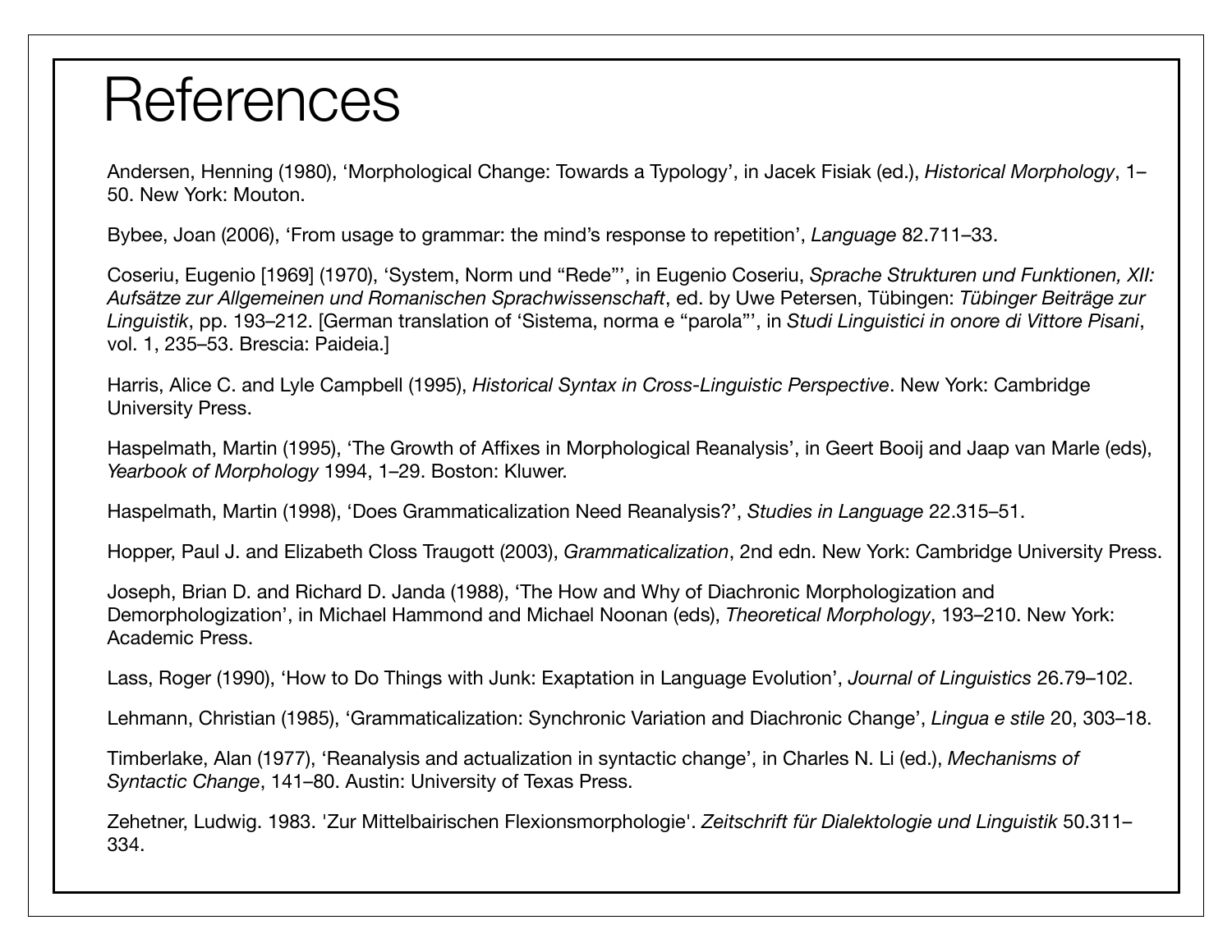# References

Andersen, Henning (1980), ‘Morphological Change: Towards a Typology’, in Jacek Fisiak (ed.), *Historical Morphology*, 1–50. New York: Mouton.

Bybee, Joan (2006), ‘From usage to grammar: the mind’s response to repetition’, *Language* 82.711–33.

Coseriu, Eugenio [1969] (1970), ‘System, Norm und “Rede”’, in Eugenio Coseriu, *Sprache Strukturen und Funktionen, XII: Aufsätze zur Allgemeinen und Romanischen Sprachwissenschaft*, ed. by Uwe Petersen, Tübingen: *Tübinger Beiträge zur Linguistik*, pp. 193–212. [German translation of ‘Sistema, norma e “parola”’, in *Studi Linguistici in onore di Vittore Pisani*, vol. 1, 235–53. Brescia: Paideia.]

Harris, Alice C. and Lyle Campbell (1995), *Historical Syntax in Cross-Linguistic Perspective*. New York: Cambridge University Press.

Haspelmath, Martin (1995), ‘The Growth of Affixes in Morphological Reanalysis’, in Geert Booij and Jaap van Marle (eds), *Yearbook of Morphology* 1994, 1–29. Boston: Kluwer.

Haspelmath, Martin (1998), ‘Does Grammaticalization Need Reanalysis?’, *Studies in Language* 22.315–51.

Hopper, Paul J. and Elizabeth Closs Traugott (2003), *Grammaticalization*, 2nd edn. New York: Cambridge University Press.

Joseph, Brian D. and Richard D. Janda (1988), ‘The How and Why of Diachronic Morphologization and Demorphologization’, in Michael Hammond and Michael Noonan (eds), *Theoretical Morphology*, 193–210. New York: Academic Press.

Lass, Roger (1990), ‘How to Do Things with Junk: Exaptation in Language Evolution’, *Journal of Linguistics* 26.79–102.

Lehmann, Christian (1985), ‘Grammaticalization: Synchronic Variation and Diachronic Change’, *Lingua e stile* 20, 303–18.

Timberlake, Alan (1977), ‘Reanalysis and actualization in syntactic change’, in Charles N. Li (ed.), *Mechanisms of Syntactic Change*, 141–80. Austin: University of Texas Press.

Zehetner, Ludwig. 1983. 'Zur Mittelbairischen Flexionsmorphologie'. *Zeitschrift für Dialektologie und Linguistik* 50.311–334.